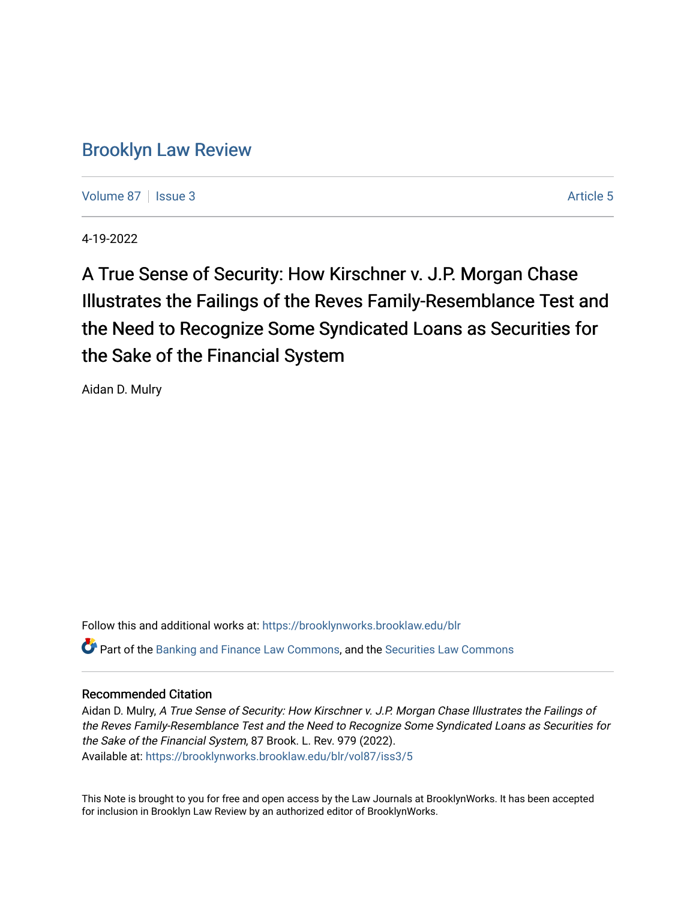# Brooklyn Law Review

Volume 87 | Issue 3 | Article 5

4-19-2022

## A True Sense of Security: How Kirschner v. J.P. Morgan Chase Illustrates the Failings of the Reves Family-Resemblance Test and the Need to Recognize Some Syndicated Loans as Securities for the Sake of the Financial System

Aidan D. Mulry

Follow this and additional works at: https://brooklynworks.brooklaw.edu/blr

Part of the Banking and Finance Law Commons, and the Securities Law Commons

### Recommended Citation

Aidan D. Mulry, *A True Sense of Security: How Kirschner v. J.P. Morgan Chase Illustrates the Failings of the Reves Family-Resemblance Test and the Need to Recognize Some Syndicated Loans as Securities for the Sake of the Financial System*, 87 Brook. L. Rev. 979 (2022).
Available at: https://brooklynworks.brooklaw.edu/blr/vol87/iss3/5

This Note is brought to you for free and open access by the Law Journals at BrooklynWorks. It has been accepted for inclusion in Brooklyn Law Review by an authorized editor of BrooklynWorks.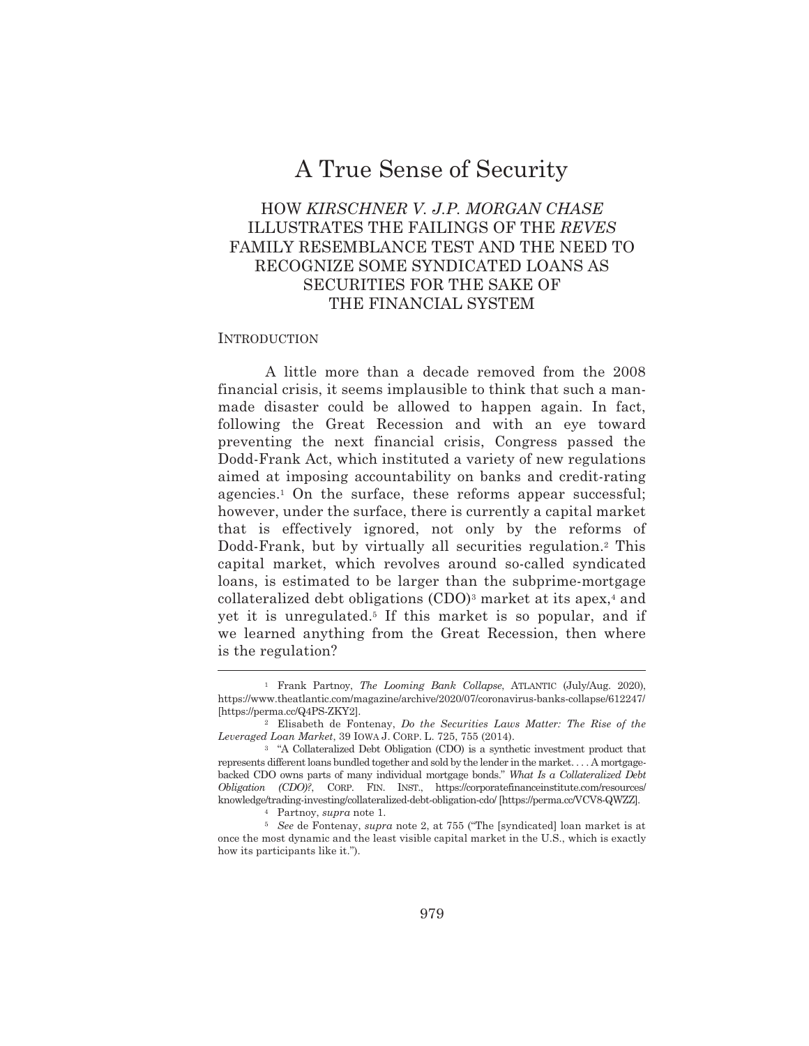# A True Sense of Security

## HOW *KIRSCHNER V. J.P. MORGAN CHASE* ILLUSTRATES THE FAILINGS OF THE *REVES* FAMILY RESEMBLANCE TEST AND THE NEED TO RECOGNIZE SOME SYNDICATED LOANS AS SECURITIES FOR THE SAKE OF THE FINANCIAL SYSTEM

### INTRODUCTION

A little more than a decade removed from the 2008 financial crisis, it seems implausible to think that such a man-made disaster could be allowed to happen again. In fact, following the Great Recession and with an eye toward preventing the next financial crisis, Congress passed the Dodd-Frank Act, which instituted a variety of new regulations aimed at imposing accountability on banks and credit-rating agencies.[1] On the surface, these reforms appear successful; however, under the surface, there is currently a capital market that is effectively ignored, not only by the reforms of Dodd-Frank, but by virtually all securities regulation.[2] This capital market, which revolves around so-called syndicated loans, is estimated to be larger than the subprime-mortgage collateralized debt obligations (CDO)[3] market at its apex,[4] and yet it is unregulated.[5] If this market is so popular, and if we learned anything from the Great Recession, then where is the regulation?

---

[1] Frank Partnoy, *The Looming Bank Collapse*, ATLANTIC (July/Aug. 2020), https://www.theatlantic.com/magazine/archive/2020/07/coronavirus-banks-collapse/612247/ [https://perma.cc/Q4PS-ZKY2].

[2] Elisabeth de Fontenay, *Do the Securities Laws Matter: The Rise of the Leveraged Loan Market*, 39 IOWA J. CORP. L. 725, 755 (2014).

[3] "A Collateralized Debt Obligation (CDO) is a synthetic investment product that represents different loans bundled together and sold by the lender in the market. . . . A mortgage-backed CDO owns parts of many individual mortgage bonds." *What Is a Collateralized Debt Obligation (CDO)?*, CORP. FIN. INST., https://corporatefinanceinstitute.com/resources/knowledge/trading-investing/collateralized-debt-obligation-cdo/ [https://perma.cc/VCV8-QWZZ].

[4] Partnoy, *supra* note 1.

[5] *See* de Fontenay, *supra* note 2, at 755 ("The [syndicated] loan market is at once the most dynamic and the least visible capital market in the U.S., which is exactly how its participants like it.").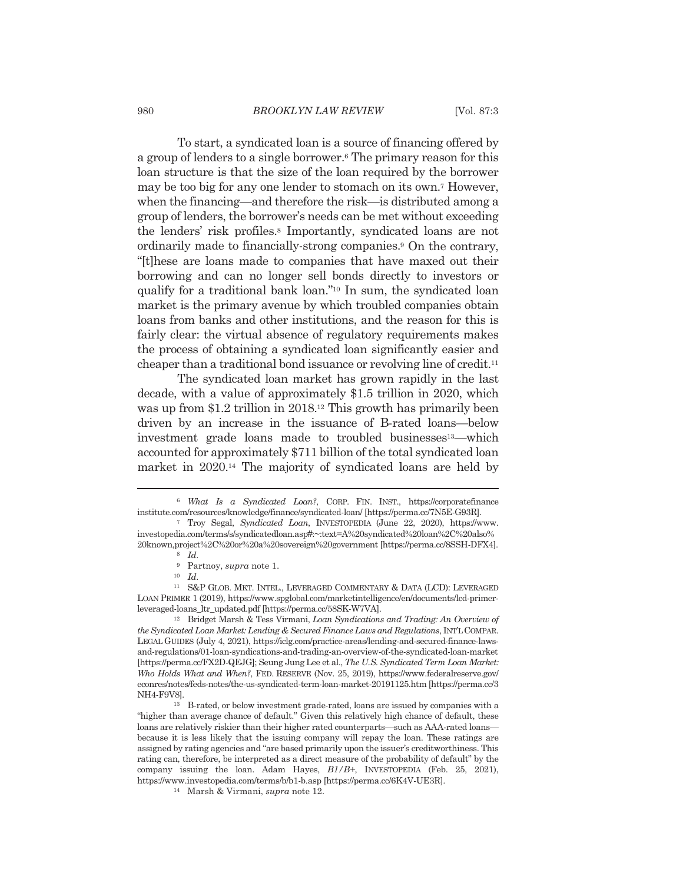To start, a syndicated loan is a source of financing offered by a group of lenders to a single borrower.[6] The primary reason for this loan structure is that the size of the loan required by the borrower may be too big for any one lender to stomach on its own.[7] However, when the financing—and therefore the risk—is distributed among a group of lenders, the borrower's needs can be met without exceeding the lenders' risk profiles.[8] Importantly, syndicated loans are not ordinarily made to financially-strong companies.[9] On the contrary, "[t]hese are loans made to companies that have maxed out their borrowing and can no longer sell bonds directly to investors or qualify for a traditional bank loan."[10] In sum, the syndicated loan market is the primary avenue by which troubled companies obtain loans from banks and other institutions, and the reason for this is fairly clear: the virtual absence of regulatory requirements makes the process of obtaining a syndicated loan significantly easier and cheaper than a traditional bond issuance or revolving line of credit.[11]

The syndicated loan market has grown rapidly in the last decade, with a value of approximately $1.5 trillion in 2020, which was up from $1.2 trillion in 2018.[12] This growth has primarily been driven by an increase in the issuance of B-rated loans—below investment grade loans made to troubled businesses[13]—which accounted for approximately $711 billion of the total syndicated loan market in 2020.[14] The majority of syndicated loans are held by

---

[6] *What Is a Syndicated Loan?*, CORP. FIN. INST., https://corporatefinanceinstitute.com/resources/knowledge/finance/syndicated-loan/ [https://perma.cc/7N5E-G93R].

[7] Troy Segal, *Syndicated Loan*, INVESTOPEDIA (June 22, 2020), https://www.investopedia.com/terms/s/syndicatedloan.asp#:~:text=A%20syndicated%20loan%2C%20also%20known,project%2C%20or%20a%20sovereign%20government [https://perma.cc/8SSH-DFX4].

[8] *Id.*

[9] Partnoy, *supra* note 1.

[10] *Id.*

[11] S&P GLOB. MKT. INTEL., LEVERAGED COMMENTARY & DATA (LCD): LEVERAGED LOAN PRIMER 1 (2019), https://www.spglobal.com/marketintelligence/en/documents/lcd-primer-leveraged-loans_ltr_updated.pdf [https://perma.cc/58SK-W7VA].

[12] Bridget Marsh & Tess Virmani, *Loan Syndications and Trading: An Overview of the Syndicated Loan Market: Lending & Secured Finance Laws and Regulations*, INT'L COMPAR. LEGAL GUIDES (July 4, 2021), https://iclg.com/practice-areas/lending-and-secured-finance-laws-and-regulations/01-loan-syndications-and-trading-an-overview-of-the-syndicated-loan-market [https://perma.cc/FX2D-QEJG]; Seung Jung Lee et al., *The U.S. Syndicated Term Loan Market: Who Holds What and When?*, FED. RESERVE (Nov. 25, 2019), https://www.federalreserve.gov/econres/notes/feds-notes/the-us-syndicated-term-loan-market-20191125.htm [https://perma.cc/3NH4-F9V8].

[13] B-rated, or below investment grade-rated, loans are issued by companies with a "higher than average chance of default." Given this relatively high chance of default, these loans are relatively riskier than their higher rated counterparts—such as AAA-rated loans—because it is less likely that the issuing company will repay the loan. These ratings are assigned by rating agencies and "are based primarily upon the issuer's creditworthiness. This rating can, therefore, be interpreted as a direct measure of the probability of default" by the company issuing the loan. Adam Hayes, *B1/B+*, INVESTOPEDIA (Feb. 25, 2021), https://www.investopedia.com/terms/b/b1-b.asp [https://perma.cc/6K4V-UE3R].

[14] Marsh & Virmani, *supra* note 12.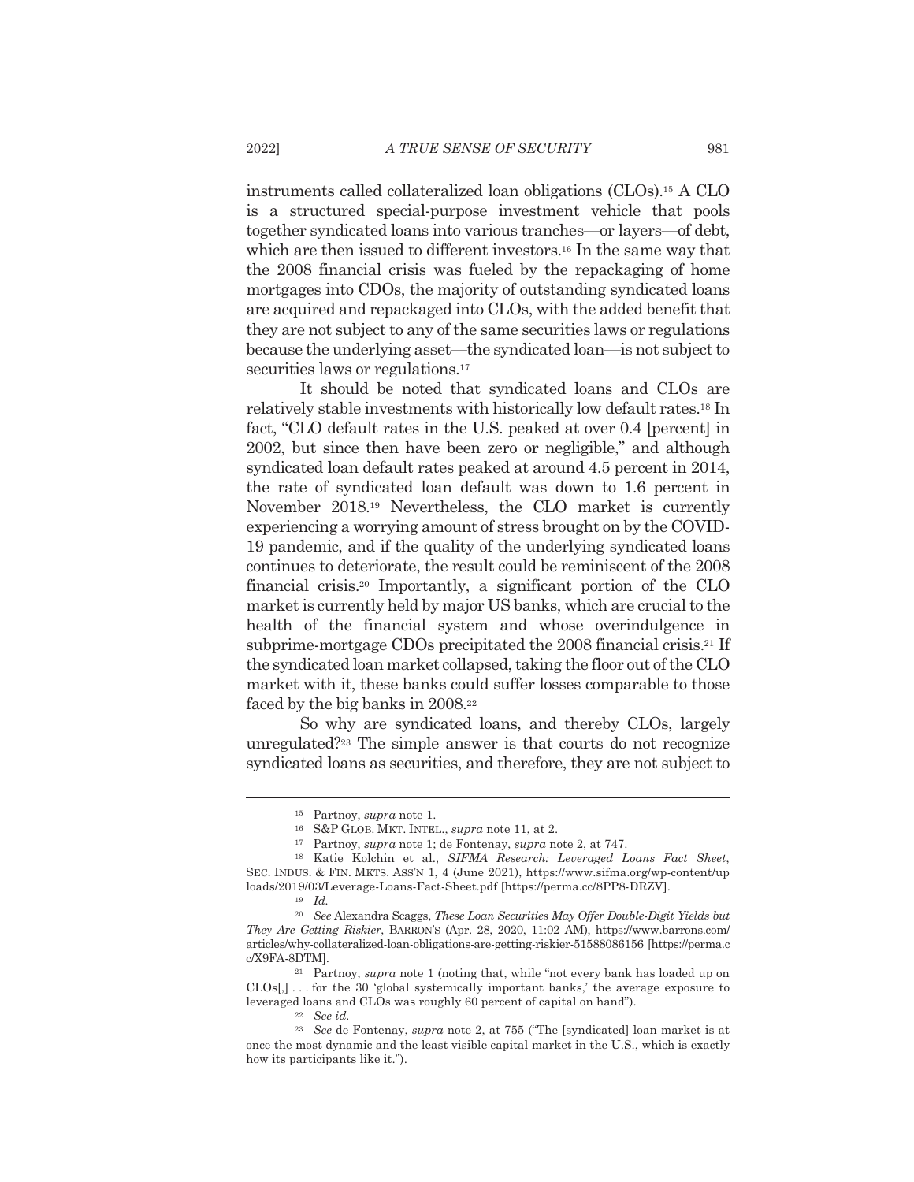instruments called collateralized loan obligations (CLOs).[15] A CLO is a structured special-purpose investment vehicle that pools together syndicated loans into various tranches—or layers—of debt, which are then issued to different investors.[16] In the same way that the 2008 financial crisis was fueled by the repackaging of home mortgages into CDOs, the majority of outstanding syndicated loans are acquired and repackaged into CLOs, with the added benefit that they are not subject to any of the same securities laws or regulations because the underlying asset—the syndicated loan—is not subject to securities laws or regulations.[17]

It should be noted that syndicated loans and CLOs are relatively stable investments with historically low default rates.[18] In fact, "CLO default rates in the U.S. peaked at over 0.4 [percent] in 2002, but since then have been zero or negligible," and although syndicated loan default rates peaked at around 4.5 percent in 2014, the rate of syndicated loan default was down to 1.6 percent in November 2018.[19] Nevertheless, the CLO market is currently experiencing a worrying amount of stress brought on by the COVID-19 pandemic, and if the quality of the underlying syndicated loans continues to deteriorate, the result could be reminiscent of the 2008 financial crisis.[20] Importantly, a significant portion of the CLO market is currently held by major US banks, which are crucial to the health of the financial system and whose overindulgence in subprime-mortgage CDOs precipitated the 2008 financial crisis.[21] If the syndicated loan market collapsed, taking the floor out of the CLO market with it, these banks could suffer losses comparable to those faced by the big banks in 2008.[22]

So why are syndicated loans, and thereby CLOs, largely unregulated?[23] The simple answer is that courts do not recognize syndicated loans as securities, and therefore, they are not subject to

---

[15] Partnoy, *supra* note 1.

[16] S&P GLOB. MKT. INTEL., *supra* note 11, at 2.

[17] Partnoy, *supra* note 1; de Fontenay, *supra* note 2, at 747.

[18] Katie Kolchin et al., *SIFMA Research: Leveraged Loans Fact Sheet*, SEC. INDUS. & FIN. MKTS. ASS'N 1, 4 (June 2021), https://www.sifma.org/wp-content/uploads/2019/03/Leverage-Loans-Fact-Sheet.pdf [https://perma.cc/8PP8-DRZV].

[19] *Id.*

[20] *See* Alexandra Scaggs, *These Loan Securities May Offer Double-Digit Yields but They Are Getting Riskier*, BARRON'S (Apr. 28, 2020, 11:02 AM), https://www.barrons.com/articles/why-collateralized-loan-obligations-are-getting-riskier-51588086156 [https://perma.cc/X9FA-8DTM].

[21] Partnoy, *supra* note 1 (noting that, while "not every bank has loaded up on CLOs[,] . . . for the 30 'global systemically important banks,' the average exposure to leveraged loans and CLOs was roughly 60 percent of capital on hand").

[22] *See id.*

[23] *See* de Fontenay, *supra* note 2, at 755 ("The [syndicated] loan market is at once the most dynamic and the least visible capital market in the U.S., which is exactly how its participants like it.").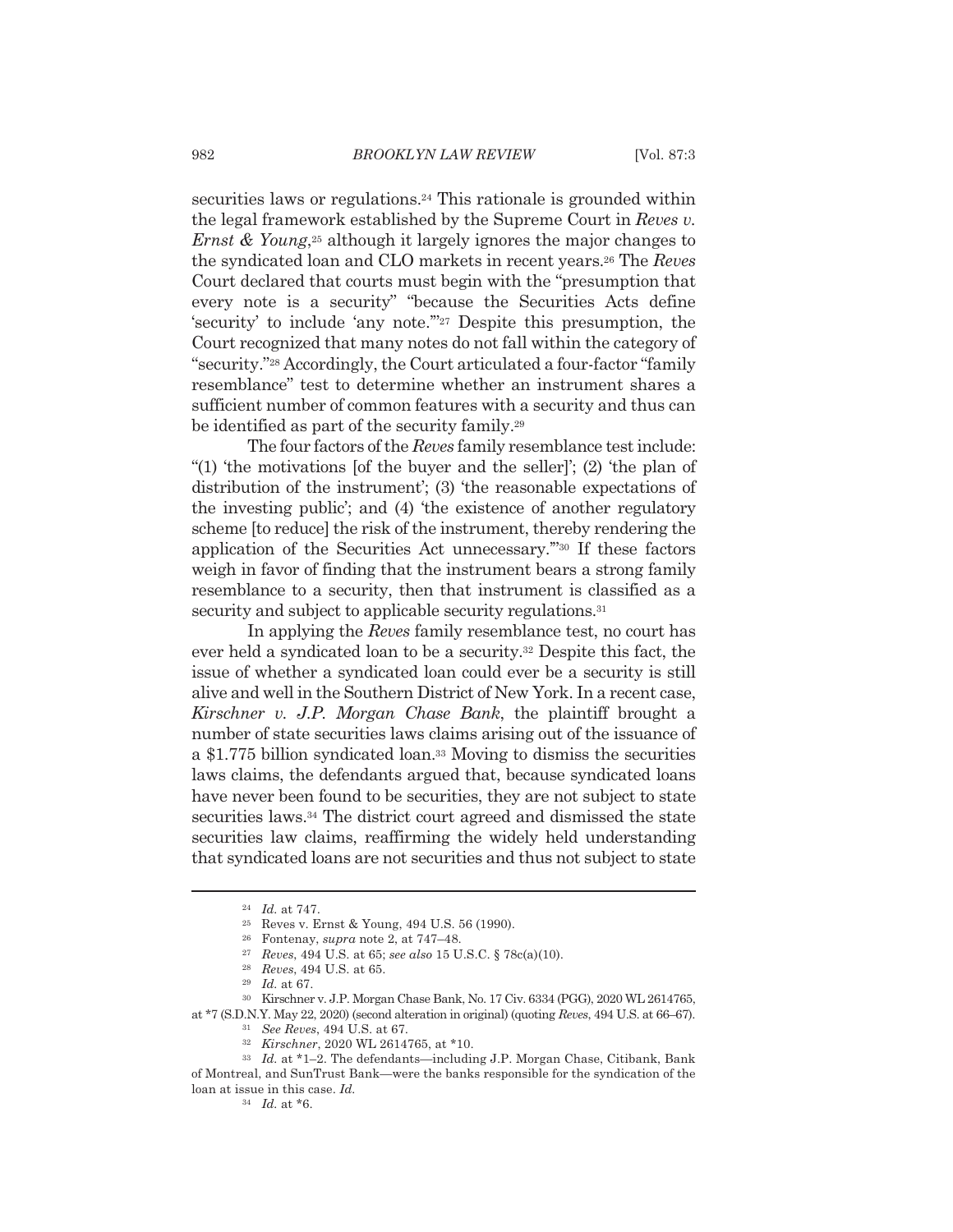securities laws or regulations.[24] This rationale is grounded within the legal framework established by the Supreme Court in *Reves v. Ernst & Young*,[25] although it largely ignores the major changes to the syndicated loan and CLO markets in recent years.[26] The *Reves* Court declared that courts must begin with the "presumption that every note is a security" "because the Securities Acts define 'security' to include 'any note.'"[27] Despite this presumption, the Court recognized that many notes do not fall within the category of "security."[28] Accordingly, the Court articulated a four-factor "family resemblance" test to determine whether an instrument shares a sufficient number of common features with a security and thus can be identified as part of the security family.[29]

The four factors of the *Reves* family resemblance test include: "(1) 'the motivations [of the buyer and the seller]'; (2) 'the plan of distribution of the instrument'; (3) 'the reasonable expectations of the investing public'; and (4) 'the existence of another regulatory scheme [to reduce] the risk of the instrument, thereby rendering the application of the Securities Act unnecessary.'"[30] If these factors weigh in favor of finding that the instrument bears a strong family resemblance to a security, then that instrument is classified as a security and subject to applicable security regulations.[31]

In applying the *Reves* family resemblance test, no court has ever held a syndicated loan to be a security.[32] Despite this fact, the issue of whether a syndicated loan could ever be a security is still alive and well in the Southern District of New York. In a recent case, *Kirschner v. J.P. Morgan Chase Bank*, the plaintiff brought a number of state securities laws claims arising out of the issuance of a $1.775 billion syndicated loan.[33] Moving to dismiss the securities laws claims, the defendants argued that, because syndicated loans have never been found to be securities, they are not subject to state securities laws.[34] The district court agreed and dismissed the state securities law claims, reaffirming the widely held understanding that syndicated loans are not securities and thus not subject to state

---

[24] *Id.* at 747.

[25] Reves v. Ernst & Young, 494 U.S. 56 (1990).

[26] Fontenay, *supra* note 2, at 747–48.

[27] *Reves*, 494 U.S. at 65; *see also* 15 U.S.C. § 78c(a)(10).

[28] *Reves*, 494 U.S. at 65.

[29] *Id.* at 67.

[30] Kirschner v. J.P. Morgan Chase Bank, No. 17 Civ. 6334 (PGG), 2020 WL 2614765, at *7 (S.D.N.Y. May 22, 2020) (second alteration in original) (quoting *Reves*, 494 U.S. at 66–67).

[31] *See Reves*, 494 U.S. at 67.

[32] *Kirschner*, 2020 WL 2614765, at *10.

[33] *Id.* at *1–2. The defendants—including J.P. Morgan Chase, Citibank, Bank of Montreal, and SunTrust Bank—were the banks responsible for the syndication of the loan at issue in this case. *Id.*

[34] *Id.* at *6.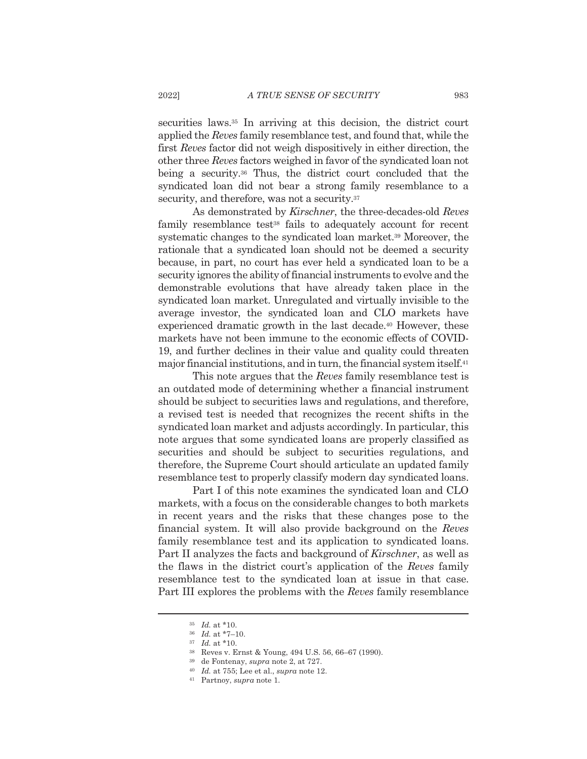securities laws.[35] In arriving at this decision, the district court applied the *Reves* family resemblance test, and found that, while the first *Reves* factor did not weigh dispositively in either direction, the other three *Reves* factors weighed in favor of the syndicated loan not being a security.[36] Thus, the district court concluded that the syndicated loan did not bear a strong family resemblance to a security, and therefore, was not a security.[37]

As demonstrated by *Kirschner*, the three-decades-old *Reves* family resemblance test[38] fails to adequately account for recent systematic changes to the syndicated loan market.[39] Moreover, the rationale that a syndicated loan should not be deemed a security because, in part, no court has ever held a syndicated loan to be a security ignores the ability of financial instruments to evolve and the demonstrable evolutions that have already taken place in the syndicated loan market. Unregulated and virtually invisible to the average investor, the syndicated loan and CLO markets have experienced dramatic growth in the last decade.[40] However, these markets have not been immune to the economic effects of COVID-19, and further declines in their value and quality could threaten major financial institutions, and in turn, the financial system itself.[41]

This note argues that the *Reves* family resemblance test is an outdated mode of determining whether a financial instrument should be subject to securities laws and regulations, and therefore, a revised test is needed that recognizes the recent shifts in the syndicated loan market and adjusts accordingly. In particular, this note argues that some syndicated loans are properly classified as securities and should be subject to securities regulations, and therefore, the Supreme Court should articulate an updated family resemblance test to properly classify modern day syndicated loans.

Part I of this note examines the syndicated loan and CLO markets, with a focus on the considerable changes to both markets in recent years and the risks that these changes pose to the financial system. It will also provide background on the *Reves* family resemblance test and its application to syndicated loans. Part II analyzes the facts and background of *Kirschner*, as well as the flaws in the district court's application of the *Reves* family resemblance test to the syndicated loan at issue in that case. Part III explores the problems with the *Reves* family resemblance

---

[35] *Id.* at *10.

[36] *Id.* at *7–10.

[37] *Id.* at *10.

[38] Reves v. Ernst & Young, 494 U.S. 56, 66–67 (1990).

[39] de Fontenay, *supra* note 2, at 727.

[40] *Id.* at 755; Lee et al., *supra* note 12.

[41] Partnoy, *supra* note 1.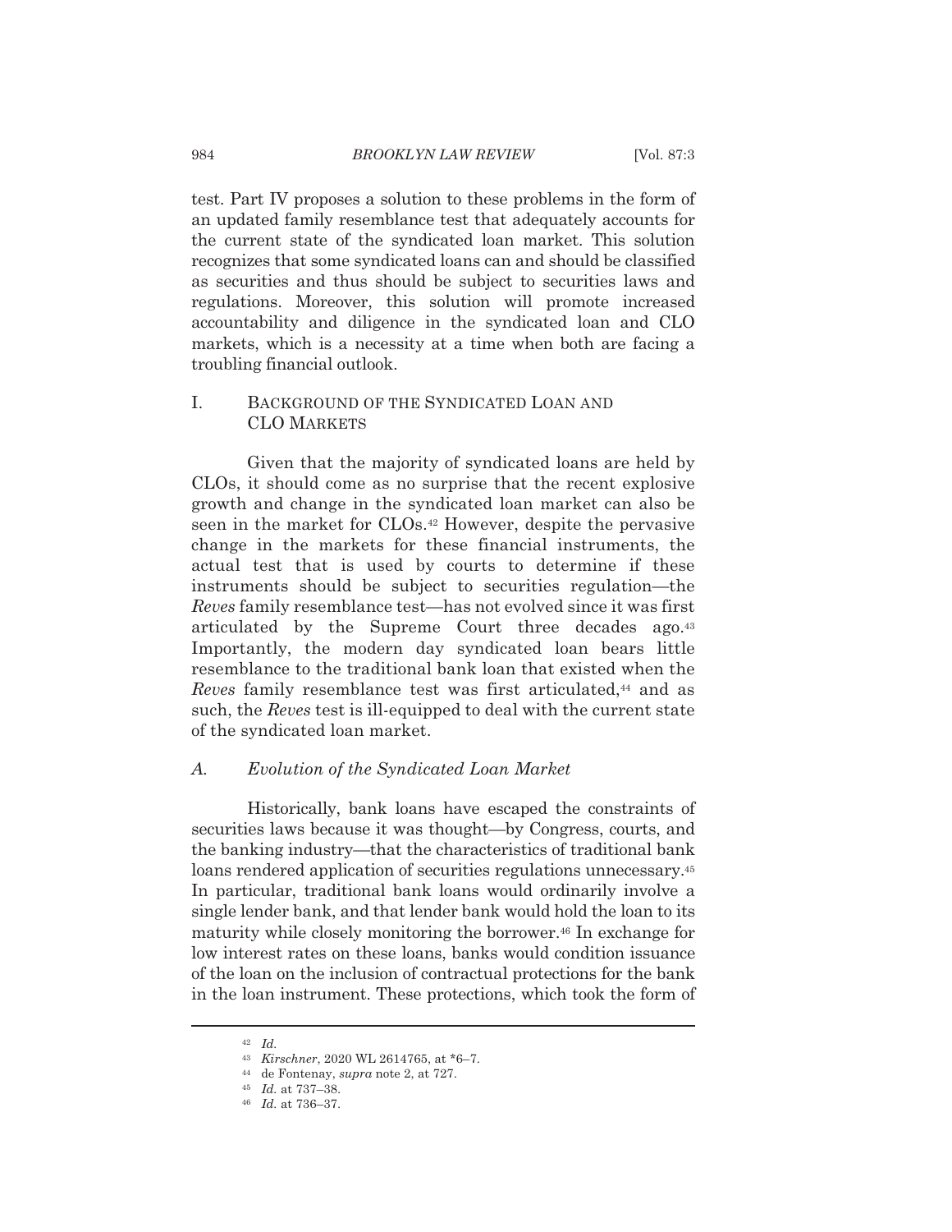test. Part IV proposes a solution to these problems in the form of an updated family resemblance test that adequately accounts for the current state of the syndicated loan market. This solution recognizes that some syndicated loans can and should be classified as securities and thus should be subject to securities laws and regulations. Moreover, this solution will promote increased accountability and diligence in the syndicated loan and CLO markets, which is a necessity at a time when both are facing a troubling financial outlook.

## I. BACKGROUND OF THE SYNDICATED LOAN AND CLO MARKETS

Given that the majority of syndicated loans are held by CLOs, it should come as no surprise that the recent explosive growth and change in the syndicated loan market can also be seen in the market for CLOs.[42] However, despite the pervasive change in the markets for these financial instruments, the actual test that is used by courts to determine if these instruments should be subject to securities regulation—the *Reves* family resemblance test—has not evolved since it was first articulated by the Supreme Court three decades ago.[43] Importantly, the modern day syndicated loan bears little resemblance to the traditional bank loan that existed when the *Reves* family resemblance test was first articulated,[44] and as such, the *Reves* test is ill-equipped to deal with the current state of the syndicated loan market.

### A. *Evolution of the Syndicated Loan Market*

Historically, bank loans have escaped the constraints of securities laws because it was thought—by Congress, courts, and the banking industry—that the characteristics of traditional bank loans rendered application of securities regulations unnecessary.[45] In particular, traditional bank loans would ordinarily involve a single lender bank, and that lender bank would hold the loan to its maturity while closely monitoring the borrower.[46] In exchange for low interest rates on these loans, banks would condition issuance of the loan on the inclusion of contractual protections for the bank in the loan instrument. These protections, which took the form of

---

[42] *Id.*

[43] *Kirschner*, 2020 WL 2614765, at *6–7.

[44] de Fontenay, *supra* note 2, at 727.

[45] *Id.* at 737–38.

[46] *Id.* at 736–37.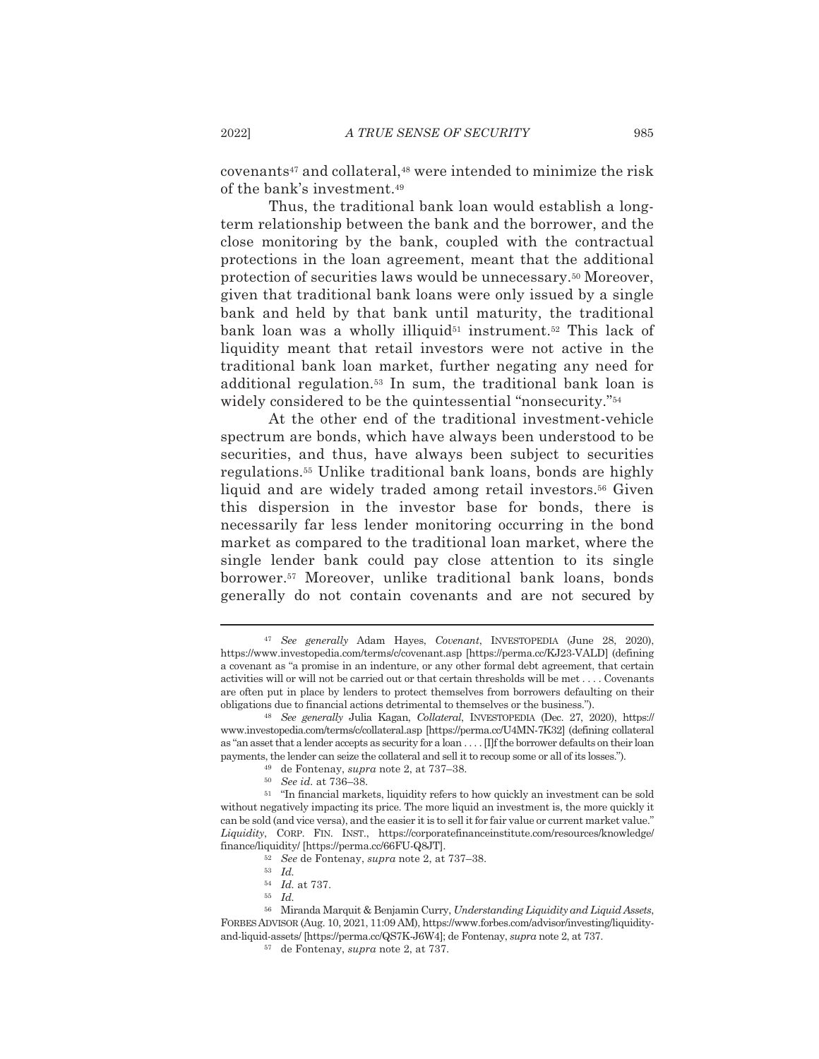covenants[47] and collateral,[48] were intended to minimize the risk of the bank's investment.[49]

Thus, the traditional bank loan would establish a long-term relationship between the bank and the borrower, and the close monitoring by the bank, coupled with the contractual protections in the loan agreement, meant that the additional protection of securities laws would be unnecessary.[50] Moreover, given that traditional bank loans were only issued by a single bank and held by that bank until maturity, the traditional bank loan was a wholly illiquid[51] instrument.[52] This lack of liquidity meant that retail investors were not active in the traditional bank loan market, further negating any need for additional regulation.[53] In sum, the traditional bank loan is widely considered to be the quintessential "nonsecurity."[54]

At the other end of the traditional investment-vehicle spectrum are bonds, which have always been understood to be securities, and thus, have always been subject to securities regulations.[55] Unlike traditional bank loans, bonds are highly liquid and are widely traded among retail investors.[56] Given this dispersion in the investor base for bonds, there is necessarily far less lender monitoring occurring in the bond market as compared to the traditional loan market, where the single lender bank could pay close attention to its single borrower.[57] Moreover, unlike traditional bank loans, bonds generally do not contain covenants and are not secured by

---

[47] *See generally* Adam Hayes, *Covenant*, INVESTOPEDIA (June 28, 2020), https://www.investopedia.com/terms/c/covenant.asp [https://perma.cc/KJ23-VALD] (defining a covenant as "a promise in an indenture, or any other formal debt agreement, that certain activities will or will not be carried out or that certain thresholds will be met . . . . Covenants are often put in place by lenders to protect themselves from borrowers defaulting on their obligations due to financial actions detrimental to themselves or the business.").

[48] *See generally* Julia Kagan, *Collateral*, INVESTOPEDIA (Dec. 27, 2020), https://www.investopedia.com/terms/c/collateral.asp [https://perma.cc/U4MN-7K32] (defining collateral as "an asset that a lender accepts as security for a loan . . . . [I]f the borrower defaults on their loan payments, the lender can seize the collateral and sell it to recoup some or all of its losses.").

[49] de Fontenay, *supra* note 2, at 737–38.

[50] *See id.* at 736–38.

[51] "In financial markets, liquidity refers to how quickly an investment can be sold without negatively impacting its price. The more liquid an investment is, the more quickly it can be sold (and vice versa), and the easier it is to sell it for fair value or current market value." *Liquidity*, CORP. FIN. INST., https://corporatefinanceinstitute.com/resources/knowledge/finance/liquidity/ [https://perma.cc/66FU-Q8JT].

[52] *See* de Fontenay, *supra* note 2, at 737–38.

[53] *Id.*

[54] *Id.* at 737.

[55] *Id.*

[56] Miranda Marquit & Benjamin Curry, *Understanding Liquidity and Liquid Assets*, FORBES ADVISOR (Aug. 10, 2021, 11:09 AM), https://www.forbes.com/advisor/investing/liquidity-and-liquid-assets/ [https://perma.cc/QS7K-J6W4]; de Fontenay, *supra* note 2, at 737.

[57] de Fontenay, *supra* note 2, at 737.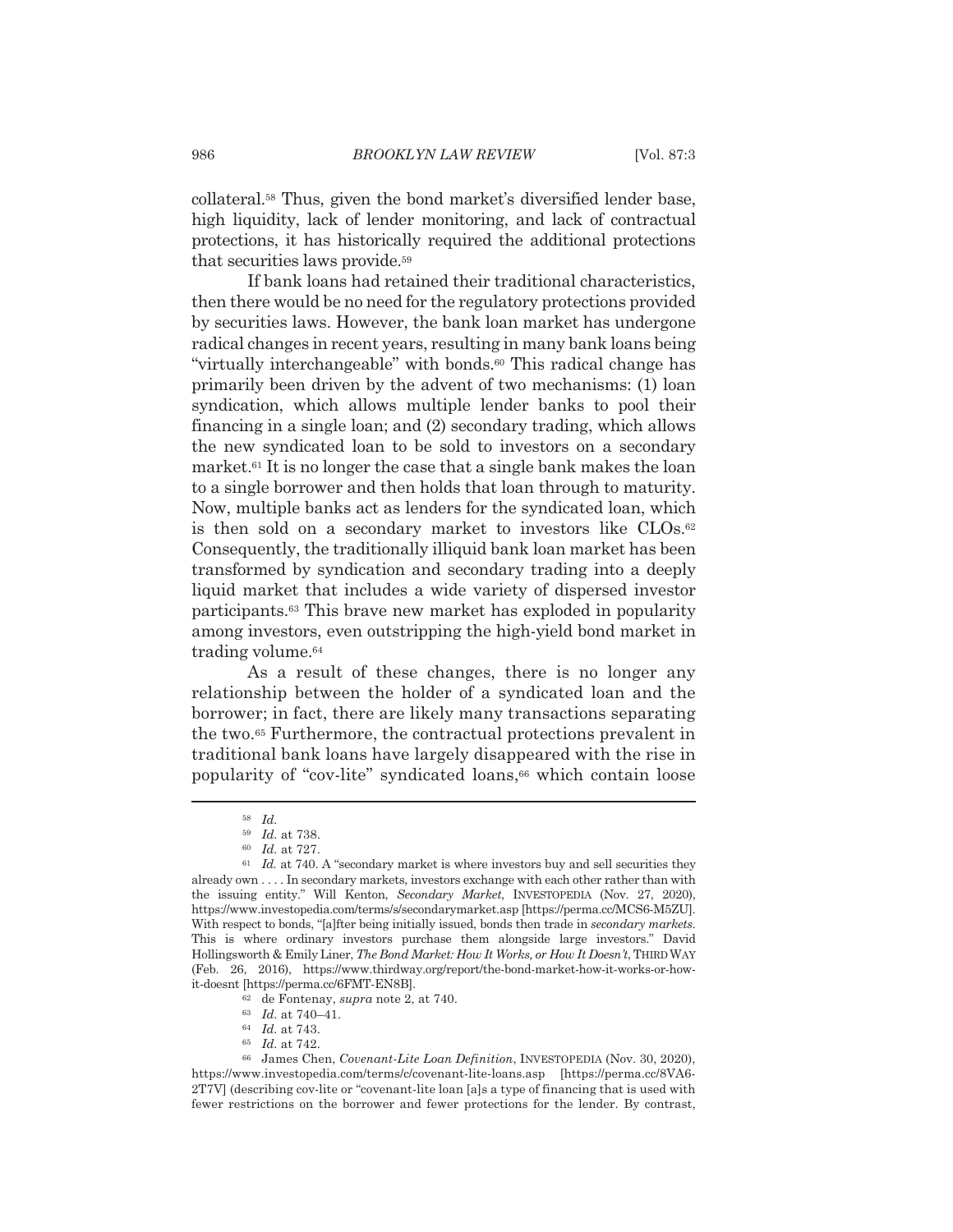collateral.[58] Thus, given the bond market's diversified lender base, high liquidity, lack of lender monitoring, and lack of contractual protections, it has historically required the additional protections that securities laws provide.[59]

If bank loans had retained their traditional characteristics, then there would be no need for the regulatory protections provided by securities laws. However, the bank loan market has undergone radical changes in recent years, resulting in many bank loans being "virtually interchangeable" with bonds.[60] This radical change has primarily been driven by the advent of two mechanisms: (1) loan syndication, which allows multiple lender banks to pool their financing in a single loan; and (2) secondary trading, which allows the new syndicated loan to be sold to investors on a secondary market.[61] It is no longer the case that a single bank makes the loan to a single borrower and then holds that loan through to maturity. Now, multiple banks act as lenders for the syndicated loan, which is then sold on a secondary market to investors like CLOs.[62] Consequently, the traditionally illiquid bank loan market has been transformed by syndication and secondary trading into a deeply liquid market that includes a wide variety of dispersed investor participants.[63] This brave new market has exploded in popularity among investors, even outstripping the high-yield bond market in trading volume.[64]

As a result of these changes, there is no longer any relationship between the holder of a syndicated loan and the borrower; in fact, there are likely many transactions separating the two.[65] Furthermore, the contractual protections prevalent in traditional bank loans have largely disappeared with the rise in popularity of "cov-lite" syndicated loans,[66] which contain loose

---

[58] *Id.*

[59] *Id.* at 738.

[60] *Id.* at 727.

[61] *Id.* at 740. A "secondary market is where investors buy and sell securities they already own . . . . In secondary markets, investors exchange with each other rather than with the issuing entity." Will Kenton, *Secondary Market*, INVESTOPEDIA (Nov. 27, 2020), https://www.investopedia.com/terms/s/secondarymarket.asp [https://perma.cc/MCS6-M5ZU]. With respect to bonds, "[a]fter being initially issued, bonds then trade in *secondary markets*. This is where ordinary investors purchase them alongside large investors." David Hollingsworth & Emily Liner, *The Bond Market: How It Works, or How It Doesn't*, THIRD WAY (Feb. 26, 2016), https://www.thirdway.org/report/the-bond-market-how-it-works-or-how-it-doesnt [https://perma.cc/6FMT-EN8B].

[62] de Fontenay, *supra* note 2, at 740.

[63] *Id.* at 740–41.

[64] *Id.* at 743.

[65] *Id.* at 742.

[66] James Chen, *Covenant-Lite Loan Definition*, INVESTOPEDIA (Nov. 30, 2020), https://www.investopedia.com/terms/c/covenant-lite-loans.asp [https://perma.cc/8VA6-2T7V] (describing cov-lite or "covenant-lite loan [a]s a type of financing that is used with fewer restrictions on the borrower and fewer protections for the lender. By contrast,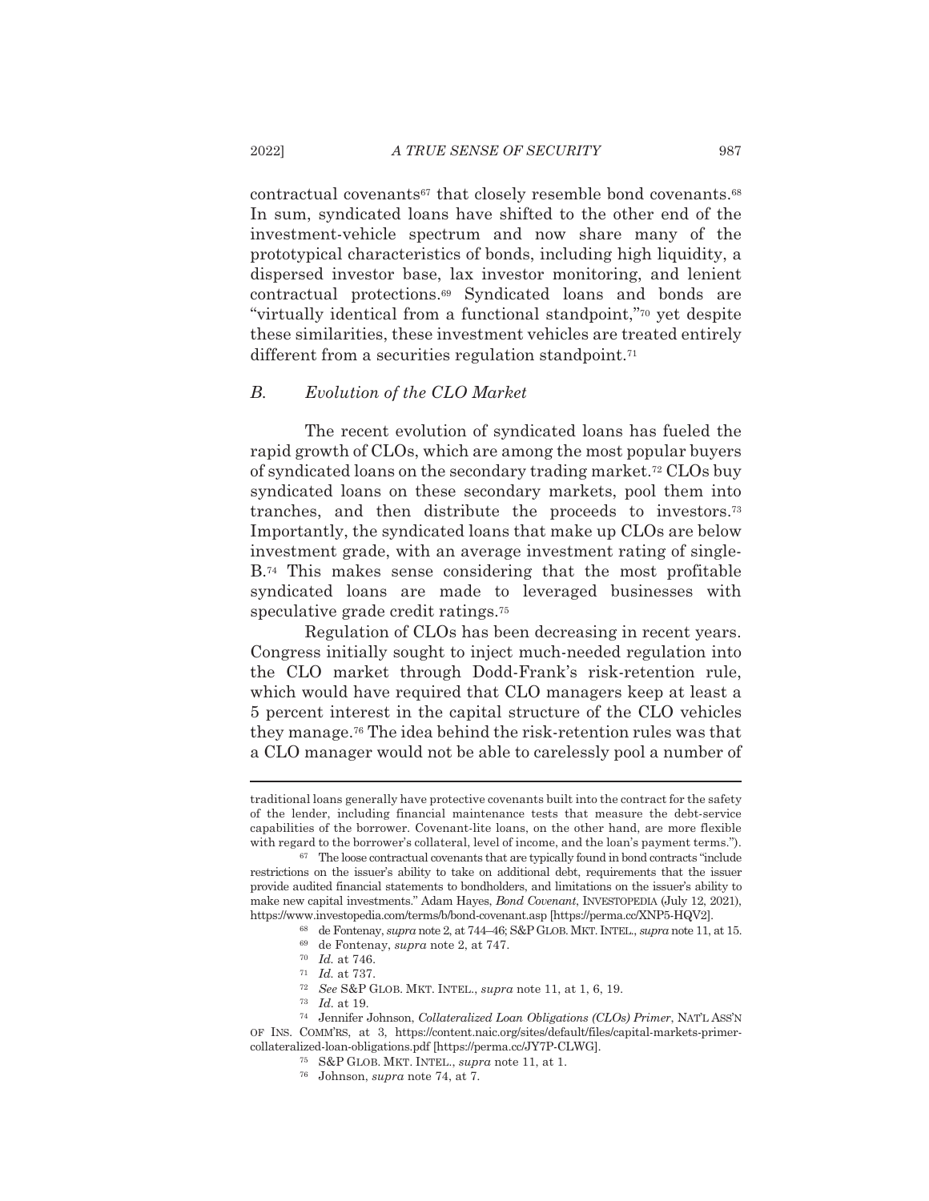contractual covenants[67] that closely resemble bond covenants.[68] In sum, syndicated loans have shifted to the other end of the investment-vehicle spectrum and now share many of the prototypical characteristics of bonds, including high liquidity, a dispersed investor base, lax investor monitoring, and lenient contractual protections.[69] Syndicated loans and bonds are "virtually identical from a functional standpoint,"[70] yet despite these similarities, these investment vehicles are treated entirely different from a securities regulation standpoint.[71]

### *B. Evolution of the CLO Market*

The recent evolution of syndicated loans has fueled the rapid growth of CLOs, which are among the most popular buyers of syndicated loans on the secondary trading market.[72] CLOs buy syndicated loans on these secondary markets, pool them into tranches, and then distribute the proceeds to investors.[73] Importantly, the syndicated loans that make up CLOs are below investment grade, with an average investment rating of single-B.[74] This makes sense considering that the most profitable syndicated loans are made to leveraged businesses with speculative grade credit ratings.[75]

Regulation of CLOs has been decreasing in recent years. Congress initially sought to inject much-needed regulation into the CLO market through Dodd-Frank's risk-retention rule, which would have required that CLO managers keep at least a 5 percent interest in the capital structure of the CLO vehicles they manage.[76] The idea behind the risk-retention rules was that a CLO manager would not be able to carelessly pool a number of

---

traditional loans generally have protective covenants built into the contract for the safety of the lender, including financial maintenance tests that measure the debt-service capabilities of the borrower. Covenant-lite loans, on the other hand, are more flexible with regard to the borrower's collateral, level of income, and the loan's payment terms.").

[67] The loose contractual covenants that are typically found in bond contracts "include restrictions on the issuer's ability to take on additional debt, requirements that the issuer provide audited financial statements to bondholders, and limitations on the issuer's ability to make new capital investments." Adam Hayes, *Bond Covenant*, INVESTOPEDIA (July 12, 2021), https://www.investopedia.com/terms/b/bond-covenant.asp [https://perma.cc/XNP5-HQV2].

[68] de Fontenay, *supra* note 2, at 744–46; S&P GLOB. MKT. INTEL., *supra* note 11, at 15.

[69] de Fontenay, *supra* note 2, at 747.

[70] *Id.* at 746.

[71] *Id.* at 737.

[72] *See* S&P GLOB. MKT. INTEL., *supra* note 11, at 1, 6, 19.

[73] *Id*. at 19.

[74] Jennifer Johnson, *Collateralized Loan Obligations (CLOs) Primer*, NAT'L ASS'N OF INS. COMM'RS, at 3, https://content.naic.org/sites/default/files/capital-markets-primer-collateralized-loan-obligations.pdf [https://perma.cc/JY7P-CLWG].

[75] S&P GLOB. MKT. INTEL., *supra* note 11, at 1.

[76] Johnson, *supra* note 74, at 7.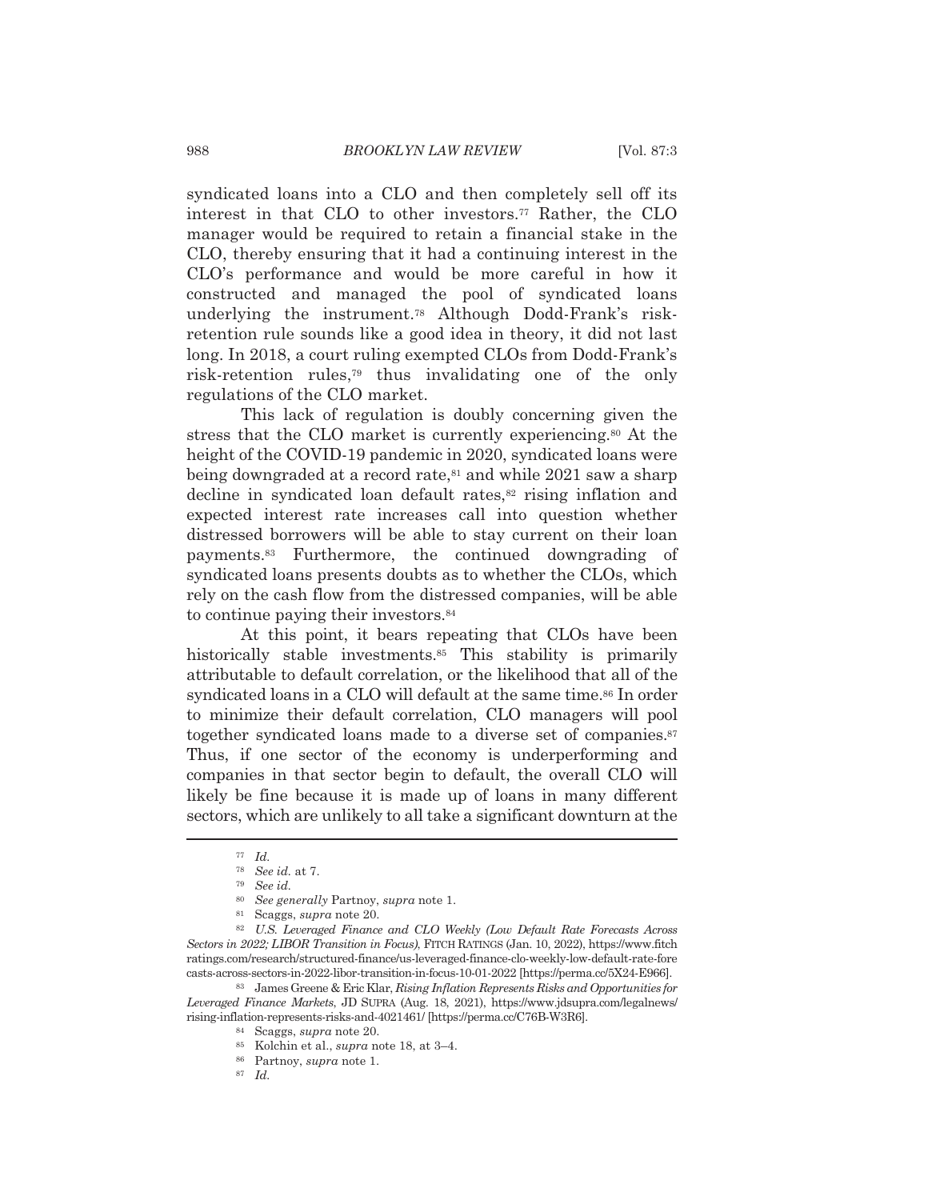syndicated loans into a CLO and then completely sell off its interest in that CLO to other investors.[77] Rather, the CLO manager would be required to retain a financial stake in the CLO, thereby ensuring that it had a continuing interest in the CLO's performance and would be more careful in how it constructed and managed the pool of syndicated loans underlying the instrument.[78] Although Dodd-Frank's risk-retention rule sounds like a good idea in theory, it did not last long. In 2018, a court ruling exempted CLOs from Dodd-Frank's risk-retention rules,[79] thus invalidating one of the only regulations of the CLO market.

This lack of regulation is doubly concerning given the stress that the CLO market is currently experiencing.[80] At the height of the COVID-19 pandemic in 2020, syndicated loans were being downgraded at a record rate,[81] and while 2021 saw a sharp decline in syndicated loan default rates,[82] rising inflation and expected interest rate increases call into question whether distressed borrowers will be able to stay current on their loan payments.[83] Furthermore, the continued downgrading of syndicated loans presents doubts as to whether the CLOs, which rely on the cash flow from the distressed companies, will be able to continue paying their investors.[84]

At this point, it bears repeating that CLOs have been historically stable investments.[85] This stability is primarily attributable to default correlation, or the likelihood that all of the syndicated loans in a CLO will default at the same time.[86] In order to minimize their default correlation, CLO managers will pool together syndicated loans made to a diverse set of companies.[87] Thus, if one sector of the economy is underperforming and companies in that sector begin to default, the overall CLO will likely be fine because it is made up of loans in many different sectors, which are unlikely to all take a significant downturn at the

---

[77] *Id.*

[78] *See id.* at 7.

[79] *See id.*

[80] *See generally* Partnoy, *supra* note 1.

[81] Scaggs, *supra* note 20.

[82] *U.S. Leveraged Finance and CLO Weekly (Low Default Rate Forecasts Across Sectors in 2022; LIBOR Transition in Focus)*, FITCH RATINGS (Jan. 10, 2022), https://www.fitchratings.com/research/structured-finance/us-leveraged-finance-clo-weekly-low-default-rate-forecasts-across-sectors-in-2022-libor-transition-in-focus-10-01-2022 [https://perma.cc/5X24-E966].

[83] James Greene & Eric Klar, *Rising Inflation Represents Risks and Opportunities for Leveraged Finance Markets*, JD SUPRA (Aug. 18, 2021), https://www.jdsupra.com/legalnews/rising-inflation-represents-risks-and-4021461/ [https://perma.cc/C76B-W3R6].

[84] Scaggs, *supra* note 20.

[85] Kolchin et al., *supra* note 18, at 3–4.

[86] Partnoy, *supra* note 1.

[87] *Id.*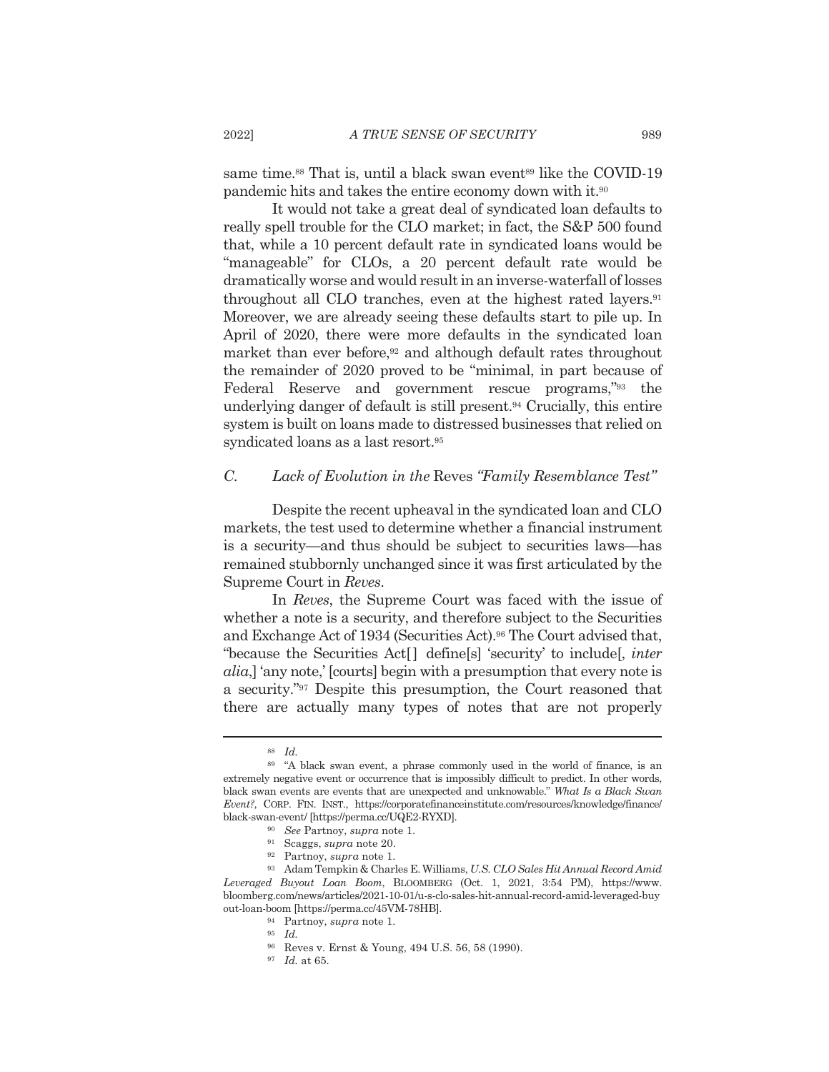same time.[88] That is, until a black swan event[89] like the COVID-19 pandemic hits and takes the entire economy down with it.[90]

It would not take a great deal of syndicated loan defaults to really spell trouble for the CLO market; in fact, the S&P 500 found that, while a 10 percent default rate in syndicated loans would be "manageable" for CLOs, a 20 percent default rate would be dramatically worse and would result in an inverse-waterfall of losses throughout all CLO tranches, even at the highest rated layers.[91] Moreover, we are already seeing these defaults start to pile up. In April of 2020, there were more defaults in the syndicated loan market than ever before,[92] and although default rates throughout the remainder of 2020 proved to be "minimal, in part because of Federal Reserve and government rescue programs,"[93] the underlying danger of default is still present.[94] Crucially, this entire system is built on loans made to distressed businesses that relied on syndicated loans as a last resort.[95]

### *C. Lack of Evolution in the* Reves *"Family Resemblance Test"*

Despite the recent upheaval in the syndicated loan and CLO markets, the test used to determine whether a financial instrument is a security—and thus should be subject to securities laws—has remained stubbornly unchanged since it was first articulated by the Supreme Court in *Reves*.

In *Reves*, the Supreme Court was faced with the issue of whether a note is a security, and therefore subject to the Securities and Exchange Act of 1934 (Securities Act).[96] The Court advised that, "because the Securities Act[] define[s] 'security' to include[, *inter alia*,] 'any note,' [courts] begin with a presumption that every note is a security."[97] Despite this presumption, the Court reasoned that there are actually many types of notes that are not properly

---

[88] *Id.*

[89] "A black swan event, a phrase commonly used in the world of finance, is an extremely negative event or occurrence that is impossibly difficult to predict. In other words, black swan events are events that are unexpected and unknowable." *What Is a Black Swan Event?*, CORP. FIN. INST., https://corporatefinanceinstitute.com/resources/knowledge/finance/black-swan-event/ [https://perma.cc/UQE2-RYXD].

[90] *See* Partnoy, *supra* note 1.

[91] Scaggs, *supra* note 20.

[92] Partnoy, *supra* note 1.

[93] Adam Tempkin & Charles E. Williams, *U.S. CLO Sales Hit Annual Record Amid Leveraged Buyout Loan Boom*, BLOOMBERG (Oct. 1, 2021, 3:54 PM), https://www.bloomberg.com/news/articles/2021-10-01/u-s-clo-sales-hit-annual-record-amid-leveraged-buyout-loan-boom [https://perma.cc/45VM-78HB].

[94] Partnoy, *supra* note 1.

[95] *Id.*

[96] Reves v. Ernst & Young, 494 U.S. 56, 58 (1990).

[97] *Id.* at 65.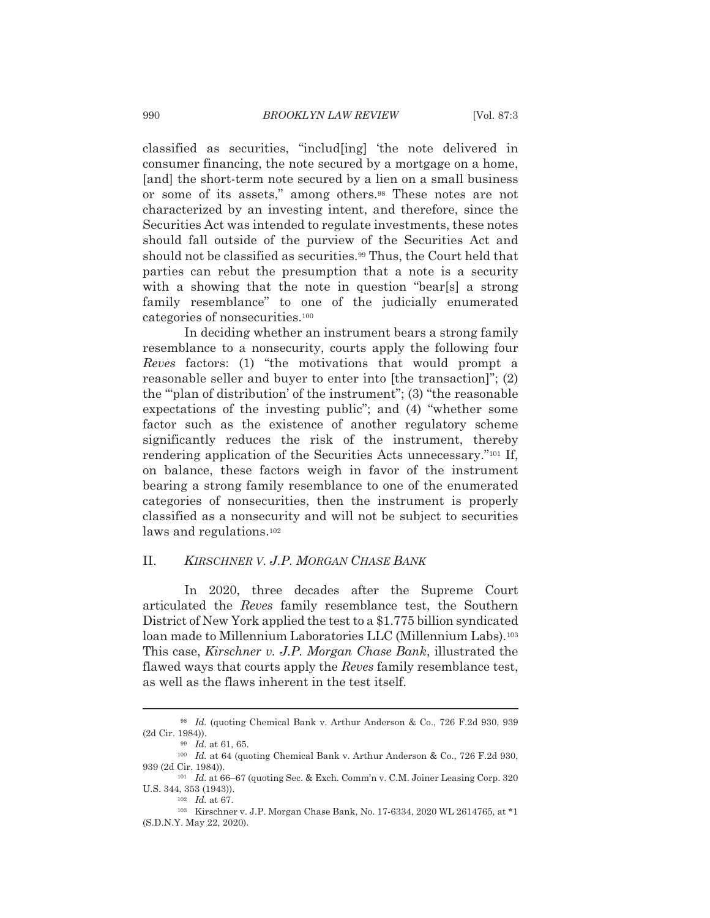classified as securities, "includ[ing] 'the note delivered in consumer financing, the note secured by a mortgage on a home, [and] the short-term note secured by a lien on a small business or some of its assets," among others.[98] These notes are not characterized by an investing intent, and therefore, since the Securities Act was intended to regulate investments, these notes should fall outside of the purview of the Securities Act and should not be classified as securities.[99] Thus, the Court held that parties can rebut the presumption that a note is a security with a showing that the note in question "bear[s] a strong family resemblance" to one of the judicially enumerated categories of nonsecurities.[100]

In deciding whether an instrument bears a strong family resemblance to a nonsecurity, courts apply the following four *Reves* factors: (1) "the motivations that would prompt a reasonable seller and buyer to enter into [the transaction]"; (2) the "'plan of distribution' of the instrument"; (3) "the reasonable expectations of the investing public"; and (4) "whether some factor such as the existence of another regulatory scheme significantly reduces the risk of the instrument, thereby rendering application of the Securities Acts unnecessary."[101] If, on balance, these factors weigh in favor of the instrument bearing a strong family resemblance to one of the enumerated categories of nonsecurities, then the instrument is properly classified as a nonsecurity and will not be subject to securities laws and regulations.[102]

## II. *KIRSCHNER V. J.P. MORGAN CHASE BANK*

In 2020, three decades after the Supreme Court articulated the *Reves* family resemblance test, the Southern District of New York applied the test to a $1.775 billion syndicated loan made to Millennium Laboratories LLC (Millennium Labs).[103] This case, *Kirschner v. J.P. Morgan Chase Bank*, illustrated the flawed ways that courts apply the *Reves* family resemblance test, as well as the flaws inherent in the test itself.

---

[98] *Id.* (quoting Chemical Bank v. Arthur Anderson & Co., 726 F.2d 930, 939 (2d Cir. 1984)).

[99] *Id.* at 61, 65.

[100] *Id.* at 64 (quoting Chemical Bank v. Arthur Anderson & Co., 726 F.2d 930, 939 (2d Cir. 1984)).

[101] *Id.* at 66–67 (quoting Sec. & Exch. Comm'n v. C.M. Joiner Leasing Corp. 320 U.S. 344, 353 (1943)).

[102] *Id.* at 67.

[103] Kirschner v. J.P. Morgan Chase Bank, No. 17-6334, 2020 WL 2614765, at *1 (S.D.N.Y. May 22, 2020).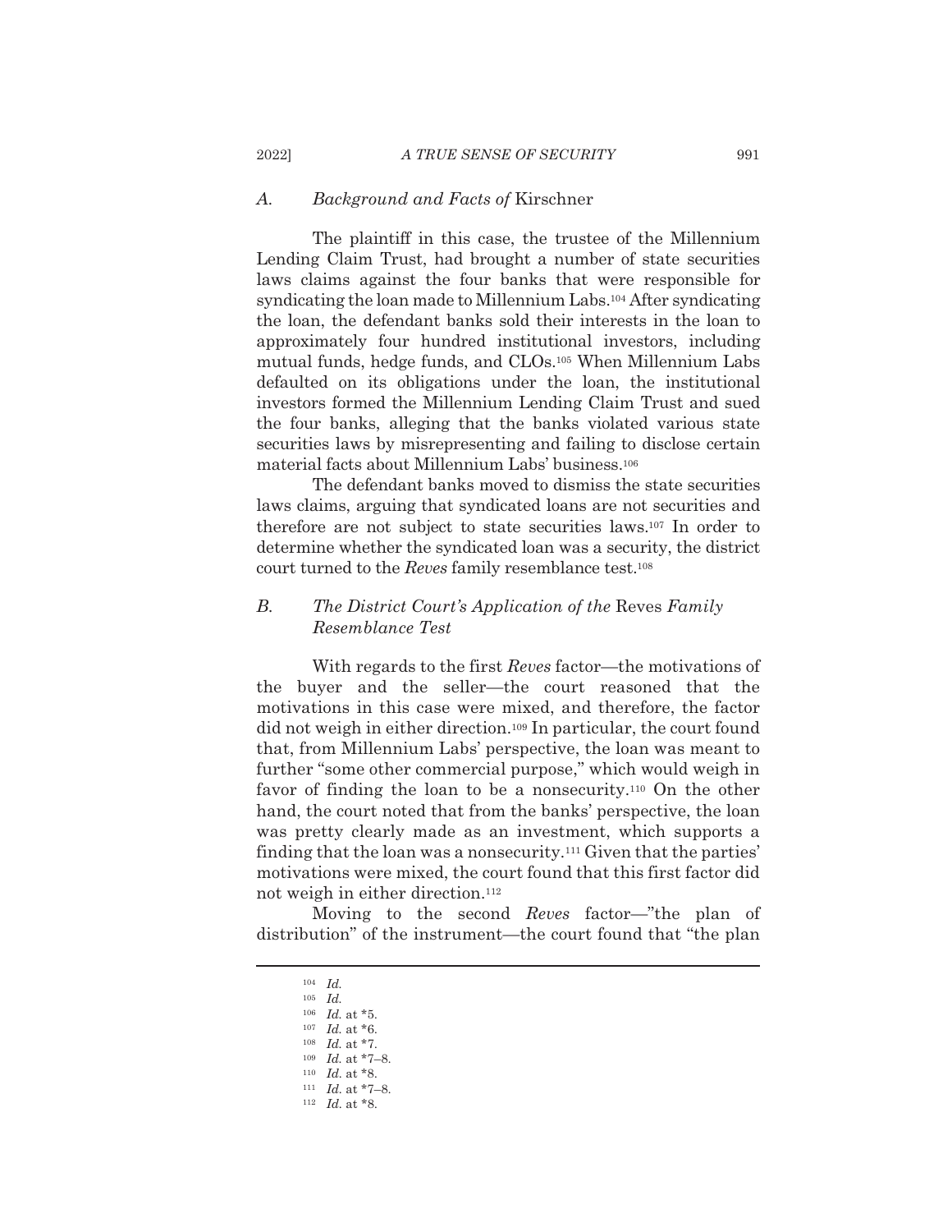### A. Background and Facts of Kirschner

The plaintiff in this case, the trustee of the Millennium Lending Claim Trust, had brought a number of state securities laws claims against the four banks that were responsible for syndicating the loan made to Millennium Labs.[104] After syndicating the loan, the defendant banks sold their interests in the loan to approximately four hundred institutional investors, including mutual funds, hedge funds, and CLOs.[105] When Millennium Labs defaulted on its obligations under the loan, the institutional investors formed the Millennium Lending Claim Trust and sued the four banks, alleging that the banks violated various state securities laws by misrepresenting and failing to disclose certain material facts about Millennium Labs' business.[106]

The defendant banks moved to dismiss the state securities laws claims, arguing that syndicated loans are not securities and therefore are not subject to state securities laws.[107] In order to determine whether the syndicated loan was a security, the district court turned to the *Reves* family resemblance test.[108]

### B. The District Court's Application of the Reves Family Resemblance Test

With regards to the first *Reves* factor—the motivations of the buyer and the seller—the court reasoned that the motivations in this case were mixed, and therefore, the factor did not weigh in either direction.[109] In particular, the court found that, from Millennium Labs' perspective, the loan was meant to further "some other commercial purpose," which would weigh in favor of finding the loan to be a nonsecurity.[110] On the other hand, the court noted that from the banks' perspective, the loan was pretty clearly made as an investment, which supports a finding that the loan was a nonsecurity.[111] Given that the parties' motivations were mixed, the court found that this first factor did not weigh in either direction.[112]

Moving to the second *Reves* factor—"the plan of distribution" of the instrument—the court found that "the plan

---

[104] *Id.*
[105] *Id.*
[106] *Id.* at *5.
[107] *Id.* at *6.
[108] *Id.* at *7.
[109] *Id.* at *7–8.
[110] *Id.* at *8.
[111] *Id.* at *7–8.
[112] *Id.* at *8.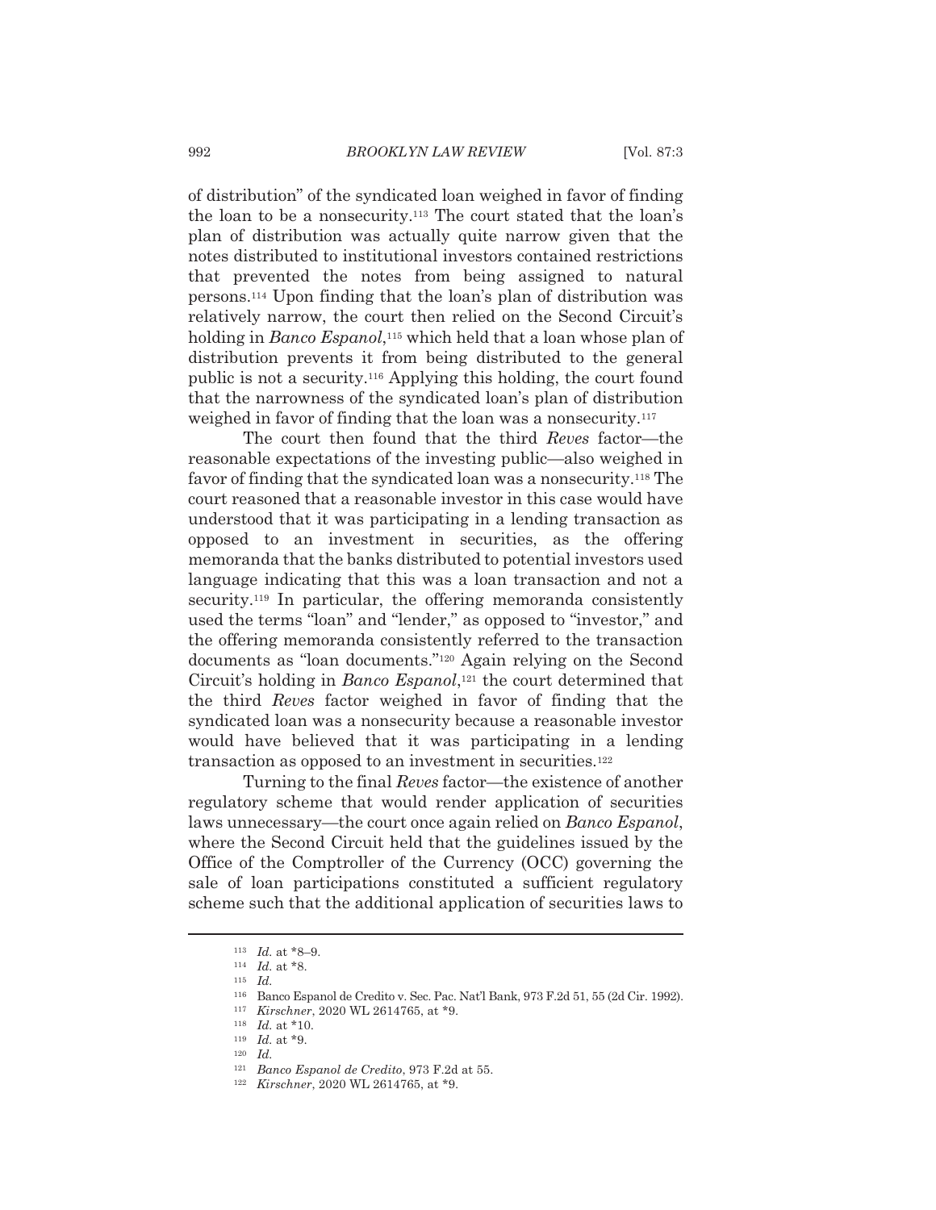of distribution" of the syndicated loan weighed in favor of finding the loan to be a nonsecurity.[113] The court stated that the loan's plan of distribution was actually quite narrow given that the notes distributed to institutional investors contained restrictions that prevented the notes from being assigned to natural persons.[114] Upon finding that the loan's plan of distribution was relatively narrow, the court then relied on the Second Circuit's holding in *Banco Espanol*,[115] which held that a loan whose plan of distribution prevents it from being distributed to the general public is not a security.[116] Applying this holding, the court found that the narrowness of the syndicated loan's plan of distribution weighed in favor of finding that the loan was a nonsecurity.[117]

The court then found that the third *Reves* factor—the reasonable expectations of the investing public—also weighed in favor of finding that the syndicated loan was a nonsecurity.[118] The court reasoned that a reasonable investor in this case would have understood that it was participating in a lending transaction as opposed to an investment in securities, as the offering memoranda that the banks distributed to potential investors used language indicating that this was a loan transaction and not a security.[119] In particular, the offering memoranda consistently used the terms "loan" and "lender," as opposed to "investor," and the offering memoranda consistently referred to the transaction documents as "loan documents."[120] Again relying on the Second Circuit's holding in *Banco Espanol*,[121] the court determined that the third *Reves* factor weighed in favor of finding that the syndicated loan was a nonsecurity because a reasonable investor would have believed that it was participating in a lending transaction as opposed to an investment in securities.[122]

Turning to the final *Reves* factor—the existence of another regulatory scheme that would render application of securities laws unnecessary—the court once again relied on *Banco Espanol*, where the Second Circuit held that the guidelines issued by the Office of the Comptroller of the Currency (OCC) governing the sale of loan participations constituted a sufficient regulatory scheme such that the additional application of securities laws to

---

[113] *Id.* at *8–9.

[114] *Id.* at *8.

[115] *Id.*

[116] Banco Espanol de Credito v. Sec. Pac. Nat'l Bank, 973 F.2d 51, 55 (2d Cir. 1992).

[117] *Kirschner*, 2020 WL 2614765, at *9.

[118] *Id.* at *10.

[119] *Id.* at *9.

[120] *Id.*

[121] *Banco Espanol de Credito*, 973 F.2d at 55.

[122] *Kirschner*, 2020 WL 2614765, at *9.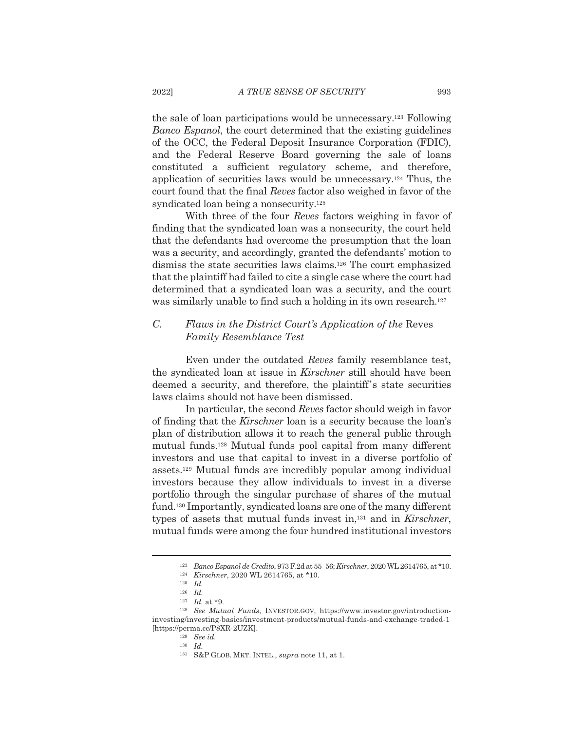the sale of loan participations would be unnecessary.[123] Following *Banco Espanol*, the court determined that the existing guidelines of the OCC, the Federal Deposit Insurance Corporation (FDIC), and the Federal Reserve Board governing the sale of loans constituted a sufficient regulatory scheme, and therefore, application of securities laws would be unnecessary.[124] Thus, the court found that the final *Reves* factor also weighed in favor of the syndicated loan being a nonsecurity.[125]

With three of the four *Reves* factors weighing in favor of finding that the syndicated loan was a nonsecurity, the court held that the defendants had overcome the presumption that the loan was a security, and accordingly, granted the defendants' motion to dismiss the state securities laws claims.[126] The court emphasized that the plaintiff had failed to cite a single case where the court had determined that a syndicated loan was a security, and the court was similarly unable to find such a holding in its own research.[127]

### C. *Flaws in the District Court's Application of the* Reves *Family Resemblance Test*

Even under the outdated *Reves* family resemblance test, the syndicated loan at issue in *Kirschner* still should have been deemed a security, and therefore, the plaintiff's state securities laws claims should not have been dismissed.

In particular, the second *Reves* factor should weigh in favor of finding that the *Kirschner* loan is a security because the loan's plan of distribution allows it to reach the general public through mutual funds.[128] Mutual funds pool capital from many different investors and use that capital to invest in a diverse portfolio of assets.[129] Mutual funds are incredibly popular among individual investors because they allow individuals to invest in a diverse portfolio through the singular purchase of shares of the mutual fund.[130] Importantly, syndicated loans are one of the many different types of assets that mutual funds invest in,[131] and in *Kirschner*, mutual funds were among the four hundred institutional investors

---

[123] *Banco Espanol de Credito*, 973 F.2d at 55–56; *Kirschner*, 2020 WL 2614765, at *10.

[124] *Kirschner*, 2020 WL 2614765, at *10.

[125] *Id.*

[126] *Id.*

[127] *Id.* at *9.

[128] *See Mutual Funds*, INVESTOR.GOV, https://www.investor.gov/introduction-investing/investing-basics/investment-products/mutual-funds-and-exchange-traded-1 [https://perma.cc/P8XR-2UZK].

[129] *See id.*

[130] *Id.*

[131] S&P GLOB. MKT. INTEL., *supra* note 11, at 1.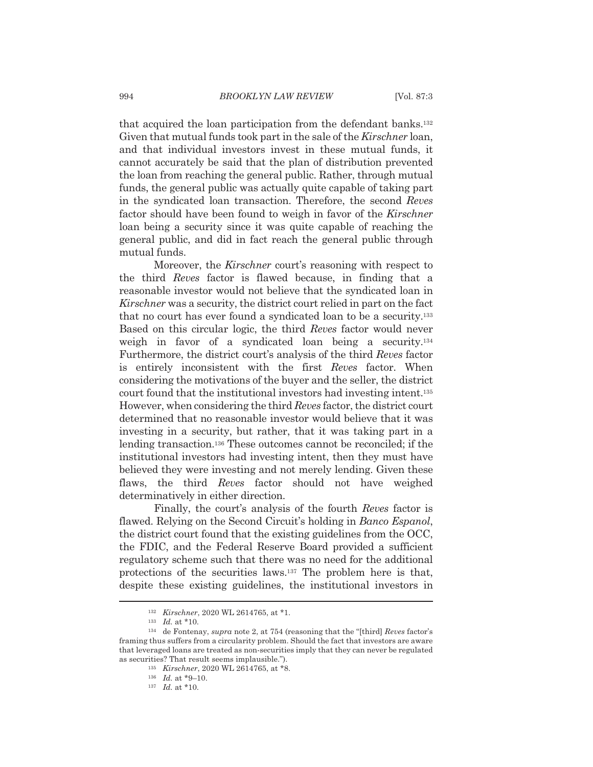that acquired the loan participation from the defendant banks.[132] Given that mutual funds took part in the sale of the *Kirschner* loan, and that individual investors invest in these mutual funds, it cannot accurately be said that the plan of distribution prevented the loan from reaching the general public. Rather, through mutual funds, the general public was actually quite capable of taking part in the syndicated loan transaction. Therefore, the second *Reves* factor should have been found to weigh in favor of the *Kirschner* loan being a security since it was quite capable of reaching the general public, and did in fact reach the general public through mutual funds.

Moreover, the *Kirschner* court's reasoning with respect to the third *Reves* factor is flawed because, in finding that a reasonable investor would not believe that the syndicated loan in *Kirschner* was a security, the district court relied in part on the fact that no court has ever found a syndicated loan to be a security.[133] Based on this circular logic, the third *Reves* factor would never weigh in favor of a syndicated loan being a security.[134] Furthermore, the district court's analysis of the third *Reves* factor is entirely inconsistent with the first *Reves* factor. When considering the motivations of the buyer and the seller, the district court found that the institutional investors had investing intent.[135] However, when considering the third *Reves* factor, the district court determined that no reasonable investor would believe that it was investing in a security, but rather, that it was taking part in a lending transaction.[136] These outcomes cannot be reconciled; if the institutional investors had investing intent, then they must have believed they were investing and not merely lending. Given these flaws, the third *Reves* factor should not have weighed determinatively in either direction.

Finally, the court's analysis of the fourth *Reves* factor is flawed. Relying on the Second Circuit's holding in *Banco Espanol*, the district court found that the existing guidelines from the OCC, the FDIC, and the Federal Reserve Board provided a sufficient regulatory scheme such that there was no need for the additional protections of the securities laws.[137] The problem here is that, despite these existing guidelines, the institutional investors in

---

[132] *Kirschner*, 2020 WL 2614765, at *1.

[133] *Id.* at *10.

[134] de Fontenay, *supra* note 2, at 754 (reasoning that the "[third] *Reves* factor's framing thus suffers from a circularity problem. Should the fact that investors are aware that leveraged loans are treated as non-securities imply that they can never be regulated as securities? That result seems implausible.").

[135] *Kirschner*, 2020 WL 2614765, at *8.

[136] *Id.* at *9–10.

[137] *Id.* at *10.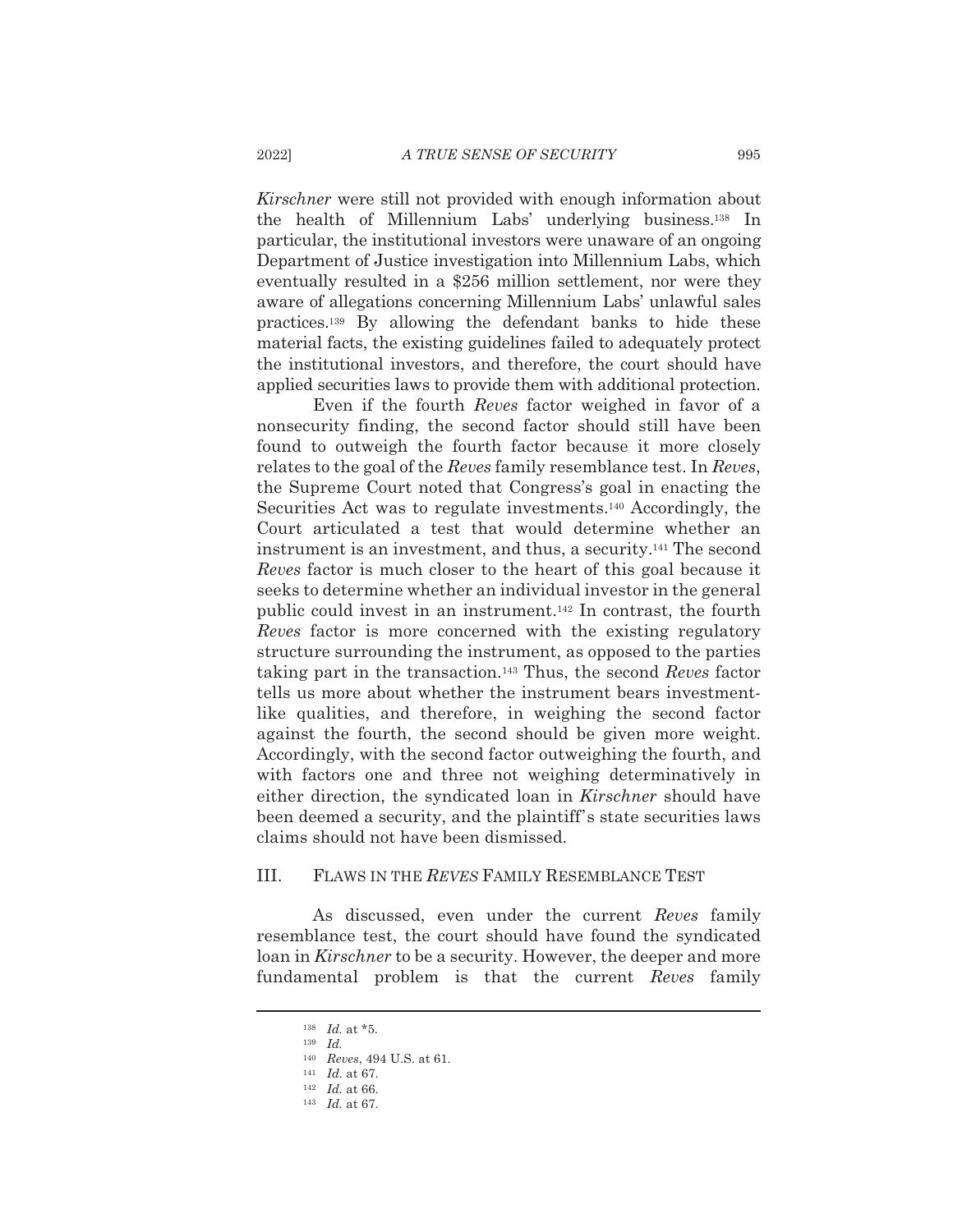*Kirschner* were still not provided with enough information about the health of Millennium Labs' underlying business.[138] In particular, the institutional investors were unaware of an ongoing Department of Justice investigation into Millennium Labs, which eventually resulted in a $256 million settlement, nor were they aware of allegations concerning Millennium Labs' unlawful sales practices.[139] By allowing the defendant banks to hide these material facts, the existing guidelines failed to adequately protect the institutional investors, and therefore, the court should have applied securities laws to provide them with additional protection.

Even if the fourth *Reves* factor weighed in favor of a nonsecurity finding, the second factor should still have been found to outweigh the fourth factor because it more closely relates to the goal of the *Reves* family resemblance test. In *Reves*, the Supreme Court noted that Congress's goal in enacting the Securities Act was to regulate investments.[140] Accordingly, the Court articulated a test that would determine whether an instrument is an investment, and thus, a security.[141] The second *Reves* factor is much closer to the heart of this goal because it seeks to determine whether an individual investor in the general public could invest in an instrument.[142] In contrast, the fourth *Reves* factor is more concerned with the existing regulatory structure surrounding the instrument, as opposed to the parties taking part in the transaction.[143] Thus, the second *Reves* factor tells us more about whether the instrument bears investment-like qualities, and therefore, in weighing the second factor against the fourth, the second should be given more weight. Accordingly, with the second factor outweighing the fourth, and with factors one and three not weighing determinatively in either direction, the syndicated loan in *Kirschner* should have been deemed a security, and the plaintiff's state securities laws claims should not have been dismissed.

## III. FLAWS IN THE *REVES* FAMILY RESEMBLANCE TEST

As discussed, even under the current *Reves* family resemblance test, the court should have found the syndicated loan in *Kirschner* to be a security. However, the deeper and more fundamental problem is that the current *Reves* family

---

[138] *Id.* at *5.

[139] *Id.*

[140] *Reves*, 494 U.S. at 61.

[141] *Id.* at 67.

[142] *Id.* at 66.

[143] *Id.* at 67.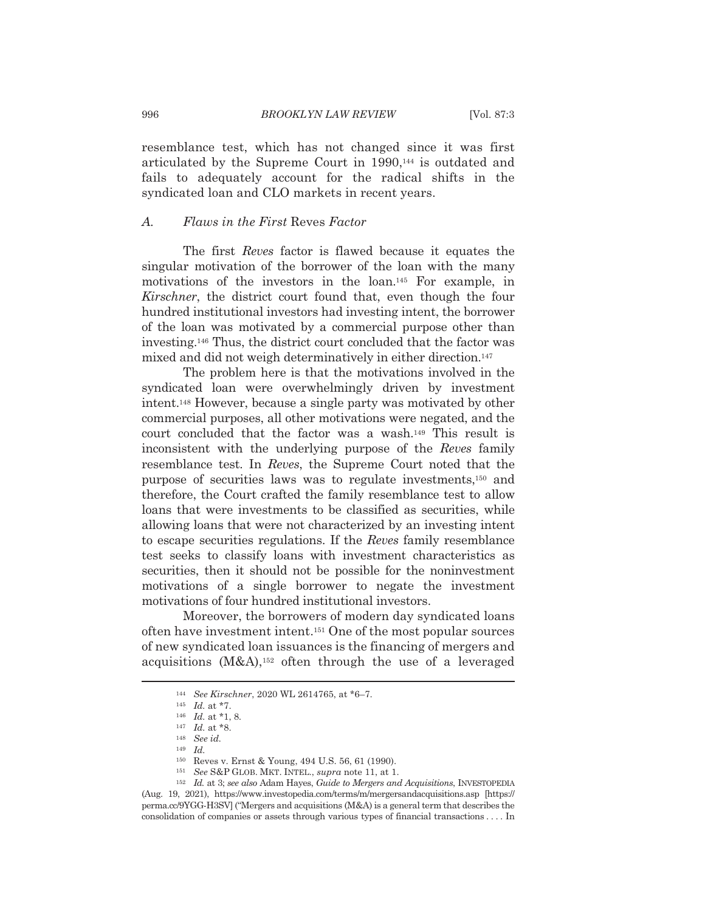resemblance test, which has not changed since it was first articulated by the Supreme Court in 1990,[144] is outdated and fails to adequately account for the radical shifts in the syndicated loan and CLO markets in recent years.

### A. *Flaws in the First* Reves *Factor*

The first *Reves* factor is flawed because it equates the singular motivation of the borrower of the loan with the many motivations of the investors in the loan.[145] For example, in *Kirschner*, the district court found that, even though the four hundred institutional investors had investing intent, the borrower of the loan was motivated by a commercial purpose other than investing.[146] Thus, the district court concluded that the factor was mixed and did not weigh determinatively in either direction.[147]

The problem here is that the motivations involved in the syndicated loan were overwhelmingly driven by investment intent.[148] However, because a single party was motivated by other commercial purposes, all other motivations were negated, and the court concluded that the factor was a wash.[149] This result is inconsistent with the underlying purpose of the *Reves* family resemblance test. In *Reves*, the Supreme Court noted that the purpose of securities laws was to regulate investments,[150] and therefore, the Court crafted the family resemblance test to allow loans that were investments to be classified as securities, while allowing loans that were not characterized by an investing intent to escape securities regulations. If the *Reves* family resemblance test seeks to classify loans with investment characteristics as securities, then it should not be possible for the noninvestment motivations of a single borrower to negate the investment motivations of four hundred institutional investors.

Moreover, the borrowers of modern day syndicated loans often have investment intent.[151] One of the most popular sources of new syndicated loan issuances is the financing of mergers and acquisitions (M&A),[152] often through the use of a leveraged

---

[144] *See Kirschner*, 2020 WL 2614765, at *6–7.

[145] *Id.* at *7.

[146] *Id.* at *1, 8.

[147] *Id.* at *8.

[148] *See id.*

[149] *Id.*

[150] Reves v. Ernst & Young, 494 U.S. 56, 61 (1990).

[151] *See* S&P GLOB. MKT. INTEL., *supra* note 11, at 1.

[152] *Id.* at 3; *see also* Adam Hayes, *Guide to Mergers and Acquisitions*, INVESTOPEDIA (Aug. 19, 2021), https://www.investopedia.com/terms/m/mergersandacquisitions.asp [https://perma.cc/9YGG-H3SV] ("Mergers and acquisitions (M&A) is a general term that describes the consolidation of companies or assets through various types of financial transactions . . . . In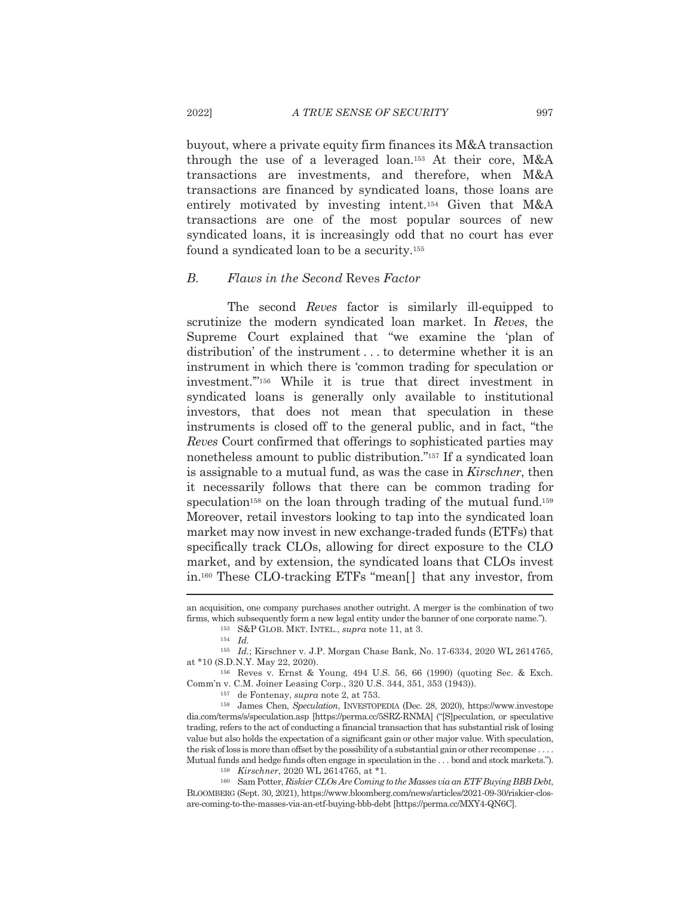buyout, where a private equity firm finances its M&A transaction through the use of a leveraged loan.[153] At their core, M&A transactions are investments, and therefore, when M&A transactions are financed by syndicated loans, those loans are entirely motivated by investing intent.[154] Given that M&A transactions are one of the most popular sources of new syndicated loans, it is increasingly odd that no court has ever found a syndicated loan to be a security.[155]

### *B. Flaws in the Second* Reves *Factor*

The second *Reves* factor is similarly ill-equipped to scrutinize the modern syndicated loan market. In *Reves*, the Supreme Court explained that "we examine the 'plan of distribution' of the instrument . . . to determine whether it is an instrument in which there is 'common trading for speculation or investment.'"[156] While it is true that direct investment in syndicated loans is generally only available to institutional investors, that does not mean that speculation in these instruments is closed off to the general public, and in fact, "the *Reves* Court confirmed that offerings to sophisticated parties may nonetheless amount to public distribution."[157] If a syndicated loan is assignable to a mutual fund, as was the case in *Kirschner*, then it necessarily follows that there can be common trading for speculation[158] on the loan through trading of the mutual fund.[159] Moreover, retail investors looking to tap into the syndicated loan market may now invest in new exchange-traded funds (ETFs) that specifically track CLOs, allowing for direct exposure to the CLO market, and by extension, the syndicated loans that CLOs invest in.[160] These CLO-tracking ETFs "mean[] that any investor, from

---

an acquisition, one company purchases another outright. A merger is the combination of two firms, which subsequently form a new legal entity under the banner of one corporate name.").

[153] S&P GLOB. MKT. INTEL., *supra* note 11, at 3.

[154] *Id.*

[155] *Id.*; Kirschner v. J.P. Morgan Chase Bank, No. 17-6334, 2020 WL 2614765, at *10 (S.D.N.Y. May 22, 2020).

[156] Reves v. Ernst & Young, 494 U.S. 56, 66 (1990) (quoting Sec. & Exch. Comm'n v. C.M. Joiner Leasing Corp., 320 U.S. 344, 351, 353 (1943)).

[157] de Fontenay, *supra* note 2, at 753.

[158] James Chen, *Speculation*, INVESTOPEDIA (Dec. 28, 2020), https://www.investopedia.com/terms/s/speculation.asp [https://perma.cc/5SRZ-RNMA] ("[S]peculation, or speculative trading, refers to the act of conducting a financial transaction that has substantial risk of losing value but also holds the expectation of a significant gain or other major value. With speculation, the risk of loss is more than offset by the possibility of a substantial gain or other recompense . . . . Mutual funds and hedge funds often engage in speculation in the . . . bond and stock markets.").

[159] *Kirschner*, 2020 WL 2614765, at *1.

[160] Sam Potter, *Riskier CLOs Are Coming to the Masses via an ETF Buying BBB Debt*, BLOOMBERG (Sept. 30, 2021), https://www.bloomberg.com/news/articles/2021-09-30/riskier-clos-are-coming-to-the-masses-via-an-etf-buying-bbb-debt [https://perma.cc/MXY4-QN6C].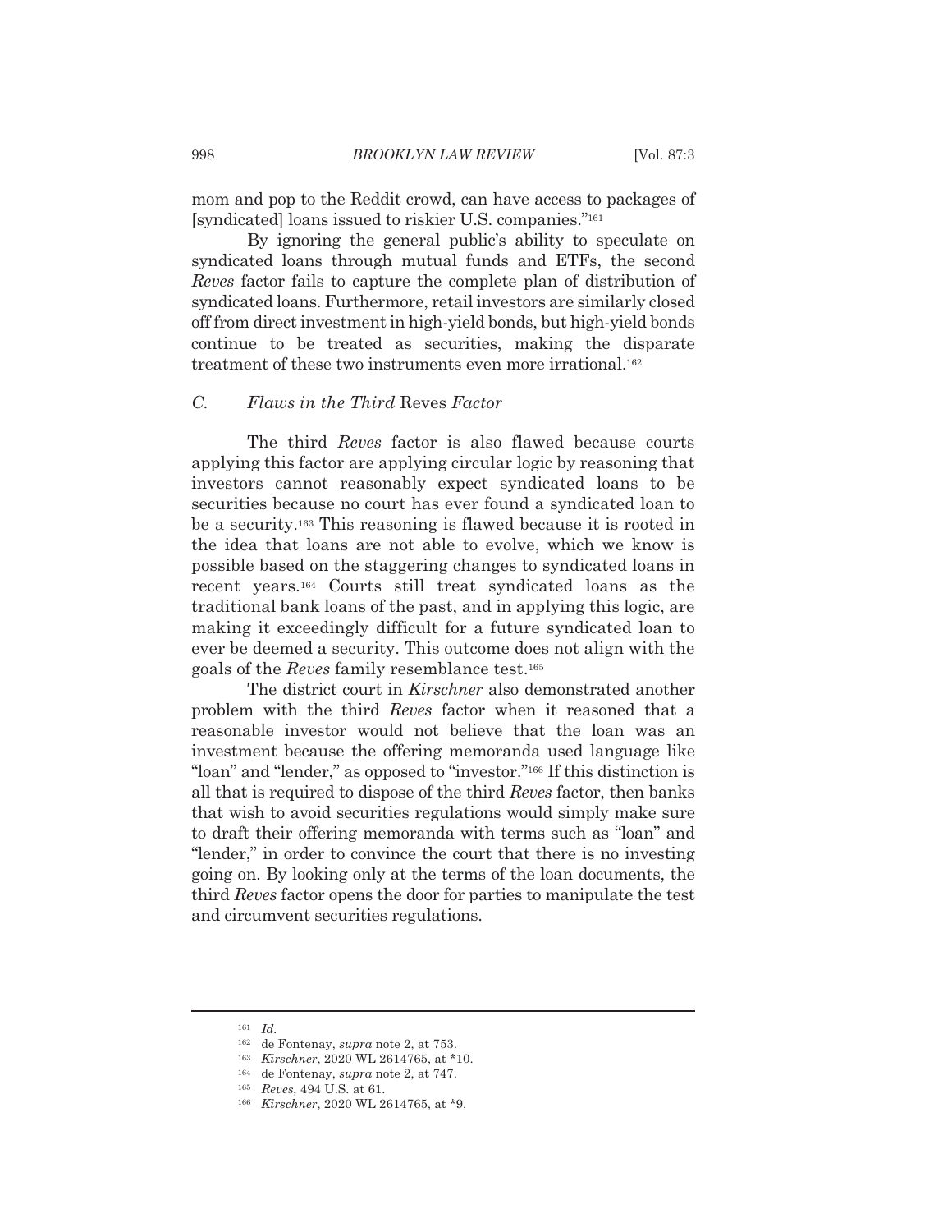mom and pop to the Reddit crowd, can have access to packages of [syndicated] loans issued to riskier U.S. companies."[161]

By ignoring the general public's ability to speculate on syndicated loans through mutual funds and ETFs, the second *Reves* factor fails to capture the complete plan of distribution of syndicated loans. Furthermore, retail investors are similarly closed off from direct investment in high-yield bonds, but high-yield bonds continue to be treated as securities, making the disparate treatment of these two instruments even more irrational.[162]

### C. *Flaws in the Third* Reves *Factor*

The third *Reves* factor is also flawed because courts applying this factor are applying circular logic by reasoning that investors cannot reasonably expect syndicated loans to be securities because no court has ever found a syndicated loan to be a security.[163] This reasoning is flawed because it is rooted in the idea that loans are not able to evolve, which we know is possible based on the staggering changes to syndicated loans in recent years.[164] Courts still treat syndicated loans as the traditional bank loans of the past, and in applying this logic, are making it exceedingly difficult for a future syndicated loan to ever be deemed a security. This outcome does not align with the goals of the *Reves* family resemblance test.[165]

The district court in *Kirschner* also demonstrated another problem with the third *Reves* factor when it reasoned that a reasonable investor would not believe that the loan was an investment because the offering memoranda used language like "loan" and "lender," as opposed to "investor."[166] If this distinction is all that is required to dispose of the third *Reves* factor, then banks that wish to avoid securities regulations would simply make sure to draft their offering memoranda with terms such as "loan" and "lender," in order to convince the court that there is no investing going on. By looking only at the terms of the loan documents, the third *Reves* factor opens the door for parties to manipulate the test and circumvent securities regulations.

---

[161] *Id.*

[162] de Fontenay, *supra* note 2, at 753.

[163] *Kirschner*, 2020 WL 2614765, at *10.

[164] de Fontenay, *supra* note 2, at 747.

[165] *Reves*, 494 U.S. at 61.

[166] *Kirschner*, 2020 WL 2614765, at *9.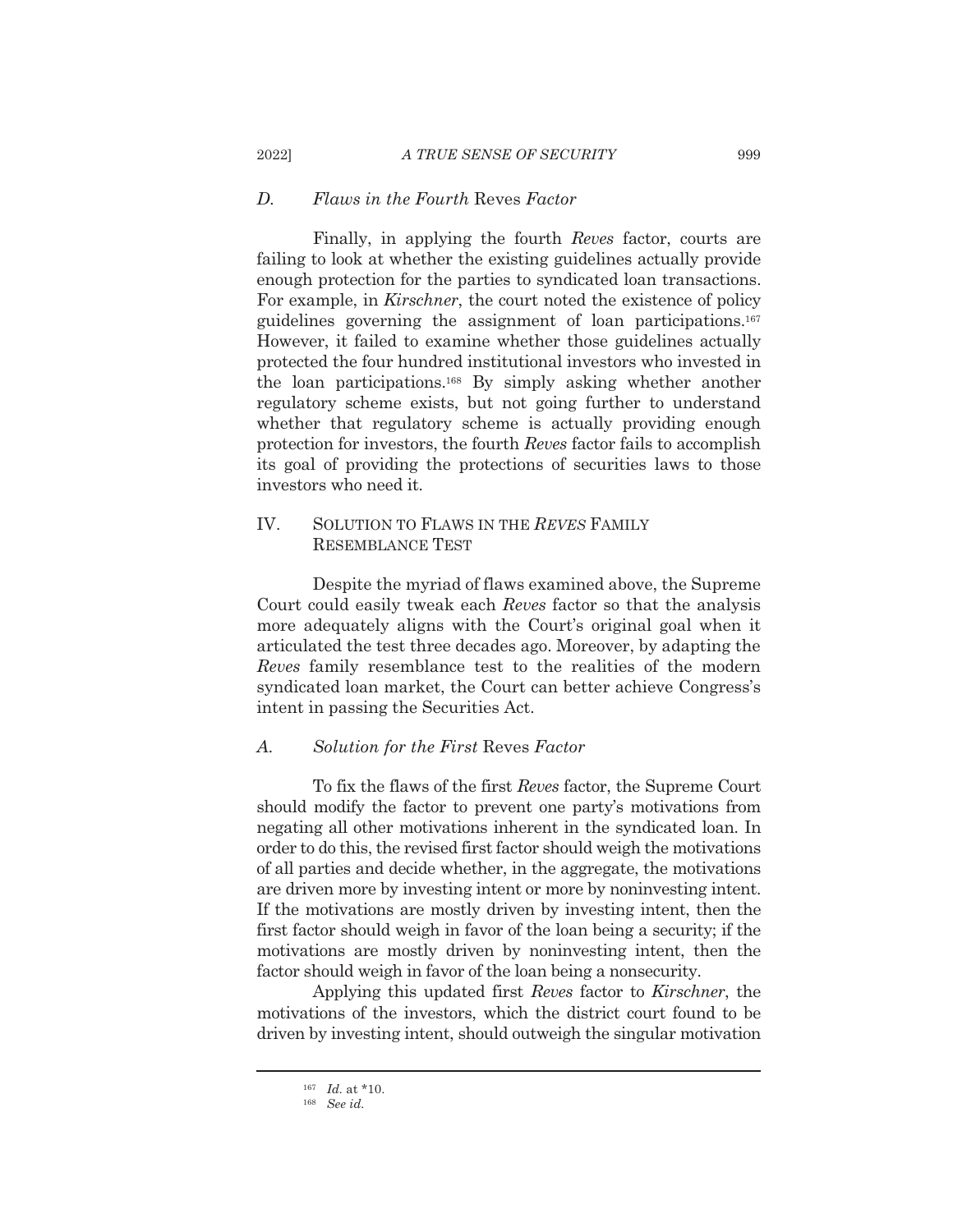### *D. Flaws in the Fourth* Reves *Factor*

Finally, in applying the fourth *Reves* factor, courts are failing to look at whether the existing guidelines actually provide enough protection for the parties to syndicated loan transactions. For example, in *Kirschner*, the court noted the existence of policy guidelines governing the assignment of loan participations.[167] However, it failed to examine whether those guidelines actually protected the four hundred institutional investors who invested in the loan participations.[168] By simply asking whether another regulatory scheme exists, but not going further to understand whether that regulatory scheme is actually providing enough protection for investors, the fourth *Reves* factor fails to accomplish its goal of providing the protections of securities laws to those investors who need it.

## IV. SOLUTION TO FLAWS IN THE *REVES* FAMILY RESEMBLANCE TEST

Despite the myriad of flaws examined above, the Supreme Court could easily tweak each *Reves* factor so that the analysis more adequately aligns with the Court's original goal when it articulated the test three decades ago. Moreover, by adapting the *Reves* family resemblance test to the realities of the modern syndicated loan market, the Court can better achieve Congress's intent in passing the Securities Act.

### *A. Solution for the First* Reves *Factor*

To fix the flaws of the first *Reves* factor, the Supreme Court should modify the factor to prevent one party's motivations from negating all other motivations inherent in the syndicated loan. In order to do this, the revised first factor should weigh the motivations of all parties and decide whether, in the aggregate, the motivations are driven more by investing intent or more by noninvesting intent. If the motivations are mostly driven by investing intent, then the first factor should weigh in favor of the loan being a security; if the motivations are mostly driven by noninvesting intent, then the factor should weigh in favor of the loan being a nonsecurity.

Applying this updated first *Reves* factor to *Kirschner*, the motivations of the investors, which the district court found to be driven by investing intent, should outweigh the singular motivation

---

[167] *Id.* at \*10.

[168] *See id.*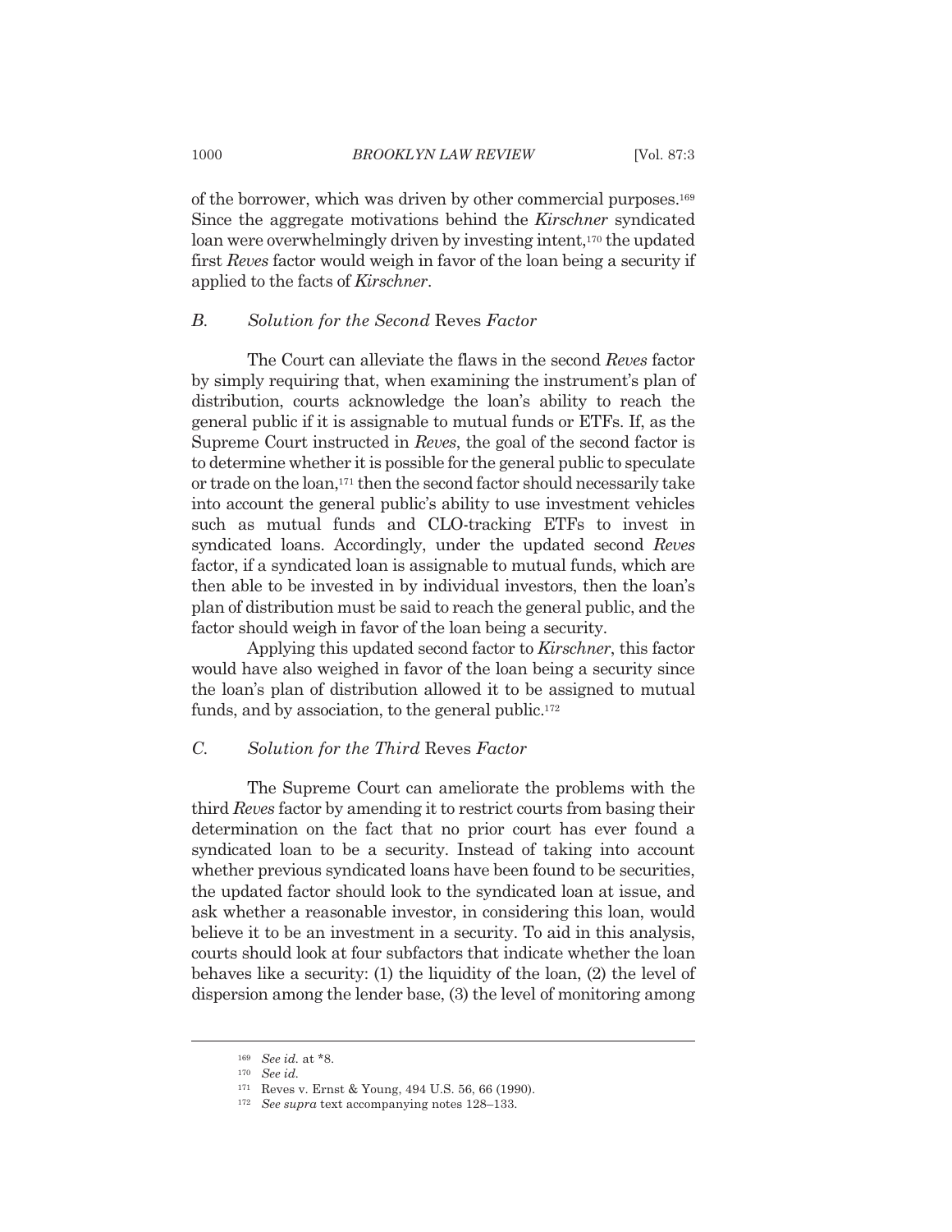of the borrower, which was driven by other commercial purposes.[169] Since the aggregate motivations behind the *Kirschner* syndicated loan were overwhelmingly driven by investing intent,[170] the updated first *Reves* factor would weigh in favor of the loan being a security if applied to the facts of *Kirschner*.

### *B. Solution for the Second* Reves *Factor*

The Court can alleviate the flaws in the second *Reves* factor by simply requiring that, when examining the instrument's plan of distribution, courts acknowledge the loan's ability to reach the general public if it is assignable to mutual funds or ETFs. If, as the Supreme Court instructed in *Reves*, the goal of the second factor is to determine whether it is possible for the general public to speculate or trade on the loan,[171] then the second factor should necessarily take into account the general public's ability to use investment vehicles such as mutual funds and CLO-tracking ETFs to invest in syndicated loans. Accordingly, under the updated second *Reves* factor, if a syndicated loan is assignable to mutual funds, which are then able to be invested in by individual investors, then the loan's plan of distribution must be said to reach the general public, and the factor should weigh in favor of the loan being a security.

Applying this updated second factor to *Kirschner*, this factor would have also weighed in favor of the loan being a security since the loan's plan of distribution allowed it to be assigned to mutual funds, and by association, to the general public.[172]

### *C. Solution for the Third* Reves *Factor*

The Supreme Court can ameliorate the problems with the third *Reves* factor by amending it to restrict courts from basing their determination on the fact that no prior court has ever found a syndicated loan to be a security. Instead of taking into account whether previous syndicated loans have been found to be securities, the updated factor should look to the syndicated loan at issue, and ask whether a reasonable investor, in considering this loan, would believe it to be an investment in a security. To aid in this analysis, courts should look at four subfactors that indicate whether the loan behaves like a security: (1) the liquidity of the loan, (2) the level of dispersion among the lender base, (3) the level of monitoring among

---

[169] *See id.* at *8.

[170] *See id.*

[171] Reves v. Ernst & Young, 494 U.S. 56, 66 (1990).

[172] *See supra* text accompanying notes 128–133.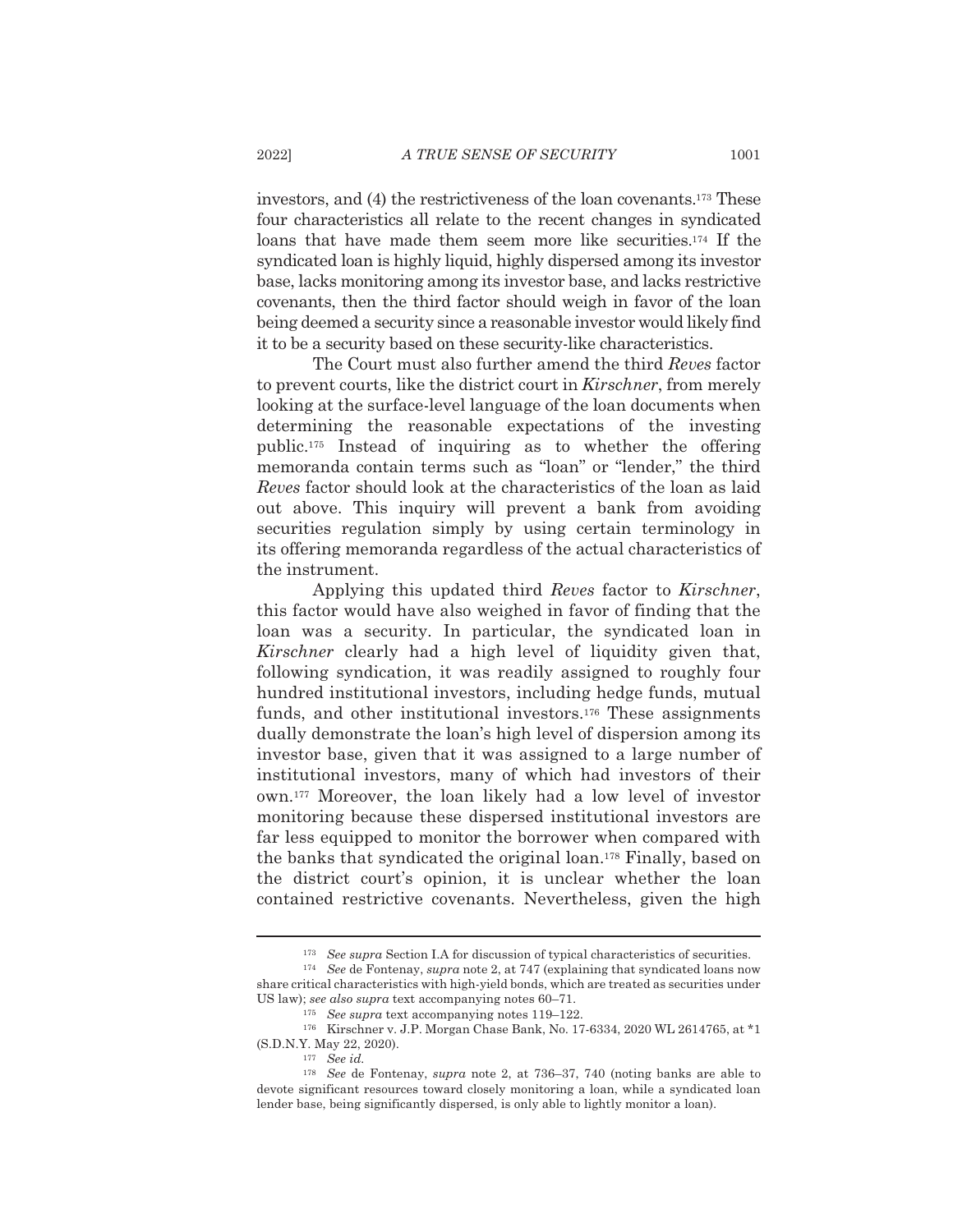investors, and (4) the restrictiveness of the loan covenants.[173] These four characteristics all relate to the recent changes in syndicated loans that have made them seem more like securities.[174] If the syndicated loan is highly liquid, highly dispersed among its investor base, lacks monitoring among its investor base, and lacks restrictive covenants, then the third factor should weigh in favor of the loan being deemed a security since a reasonable investor would likely find it to be a security based on these security-like characteristics.

The Court must also further amend the third *Reves* factor to prevent courts, like the district court in *Kirschner*, from merely looking at the surface-level language of the loan documents when determining the reasonable expectations of the investing public.[175] Instead of inquiring as to whether the offering memoranda contain terms such as "loan" or "lender," the third *Reves* factor should look at the characteristics of the loan as laid out above. This inquiry will prevent a bank from avoiding securities regulation simply by using certain terminology in its offering memoranda regardless of the actual characteristics of the instrument.

Applying this updated third *Reves* factor to *Kirschner*, this factor would have also weighed in favor of finding that the loan was a security. In particular, the syndicated loan in *Kirschner* clearly had a high level of liquidity given that, following syndication, it was readily assigned to roughly four hundred institutional investors, including hedge funds, mutual funds, and other institutional investors.[176] These assignments dually demonstrate the loan's high level of dispersion among its investor base, given that it was assigned to a large number of institutional investors, many of which had investors of their own.[177] Moreover, the loan likely had a low level of investor monitoring because these dispersed institutional investors are far less equipped to monitor the borrower when compared with the banks that syndicated the original loan.[178] Finally, based on the district court's opinion, it is unclear whether the loan contained restrictive covenants. Nevertheless, given the high

---

[173] *See supra* Section I.A for discussion of typical characteristics of securities.

[174] *See* de Fontenay, *supra* note 2, at 747 (explaining that syndicated loans now share critical characteristics with high-yield bonds, which are treated as securities under US law); *see also supra* text accompanying notes 60–71.

[175] *See supra* text accompanying notes 119–122.

[176] Kirschner v. J.P. Morgan Chase Bank, No. 17-6334, 2020 WL 2614765, at *1 (S.D.N.Y. May 22, 2020).

[177] *See id.*

[178] *See* de Fontenay, *supra* note 2, at 736–37, 740 (noting banks are able to devote significant resources toward closely monitoring a loan, while a syndicated loan lender base, being significantly dispersed, is only able to lightly monitor a loan).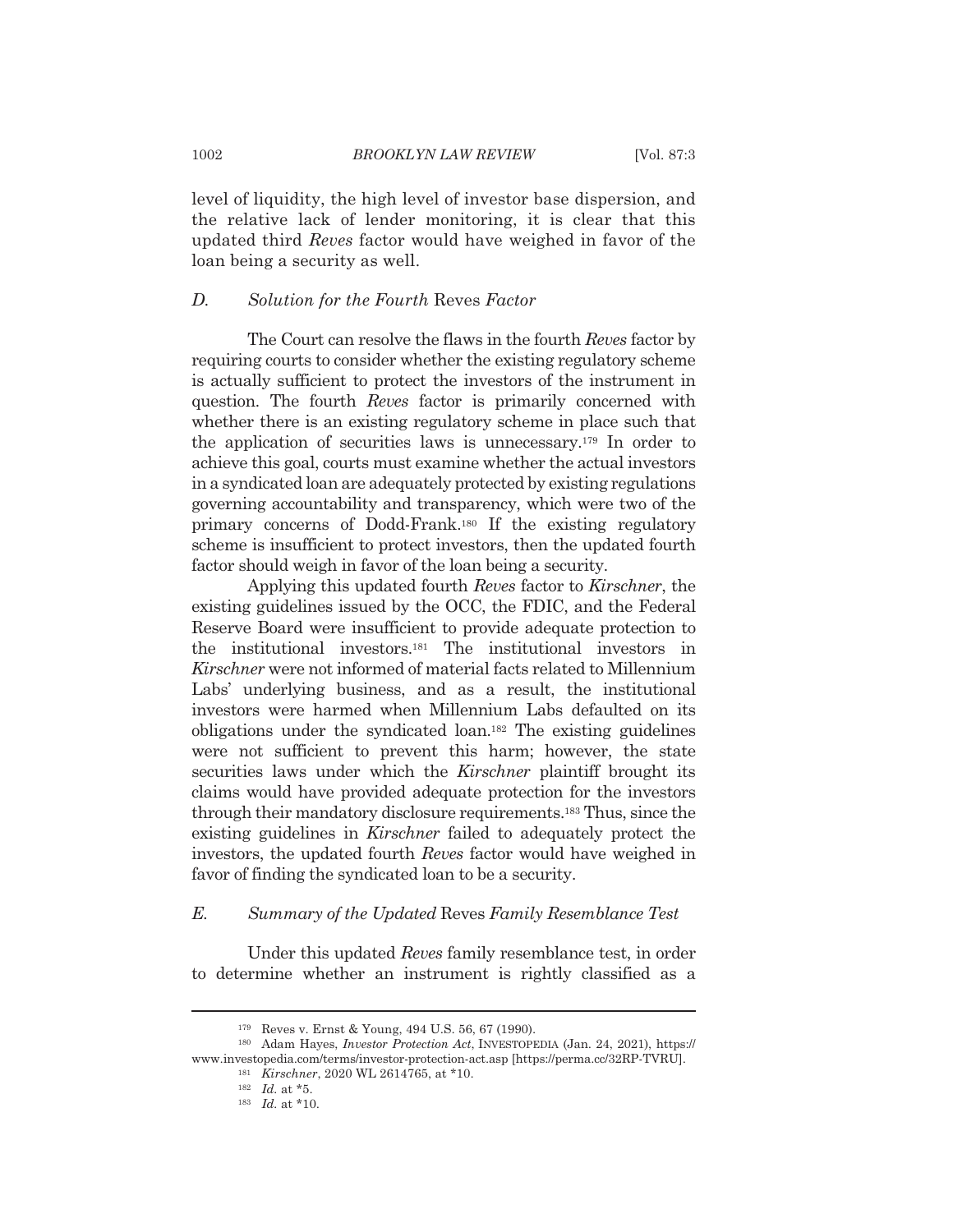level of liquidity, the high level of investor base dispersion, and the relative lack of lender monitoring, it is clear that this updated third *Reves* factor would have weighed in favor of the loan being a security as well.

### *D. Solution for the Fourth* Reves *Factor*

The Court can resolve the flaws in the fourth *Reves* factor by requiring courts to consider whether the existing regulatory scheme is actually sufficient to protect the investors of the instrument in question. The fourth *Reves* factor is primarily concerned with whether there is an existing regulatory scheme in place such that the application of securities laws is unnecessary.[179] In order to achieve this goal, courts must examine whether the actual investors in a syndicated loan are adequately protected by existing regulations governing accountability and transparency, which were two of the primary concerns of Dodd-Frank.[180] If the existing regulatory scheme is insufficient to protect investors, then the updated fourth factor should weigh in favor of the loan being a security.

Applying this updated fourth *Reves* factor to *Kirschner*, the existing guidelines issued by the OCC, the FDIC, and the Federal Reserve Board were insufficient to provide adequate protection to the institutional investors.[181] The institutional investors in *Kirschner* were not informed of material facts related to Millennium Labs' underlying business, and as a result, the institutional investors were harmed when Millennium Labs defaulted on its obligations under the syndicated loan.[182] The existing guidelines were not sufficient to prevent this harm; however, the state securities laws under which the *Kirschner* plaintiff brought its claims would have provided adequate protection for the investors through their mandatory disclosure requirements.[183] Thus, since the existing guidelines in *Kirschner* failed to adequately protect the investors, the updated fourth *Reves* factor would have weighed in favor of finding the syndicated loan to be a security.

### *E. Summary of the Updated* Reves *Family Resemblance Test*

Under this updated *Reves* family resemblance test, in order to determine whether an instrument is rightly classified as a

---

[179] Reves v. Ernst & Young, 494 U.S. 56, 67 (1990).

[180] Adam Hayes, *Investor Protection Act*, INVESTOPEDIA (Jan. 24, 2021), https://www.investopedia.com/terms/investor-protection-act.asp [https://perma.cc/32RP-TVRU].

[181] *Kirschner*, 2020 WL 2614765, at *10.

[182] *Id.* at *5.

[183] *Id.* at *10.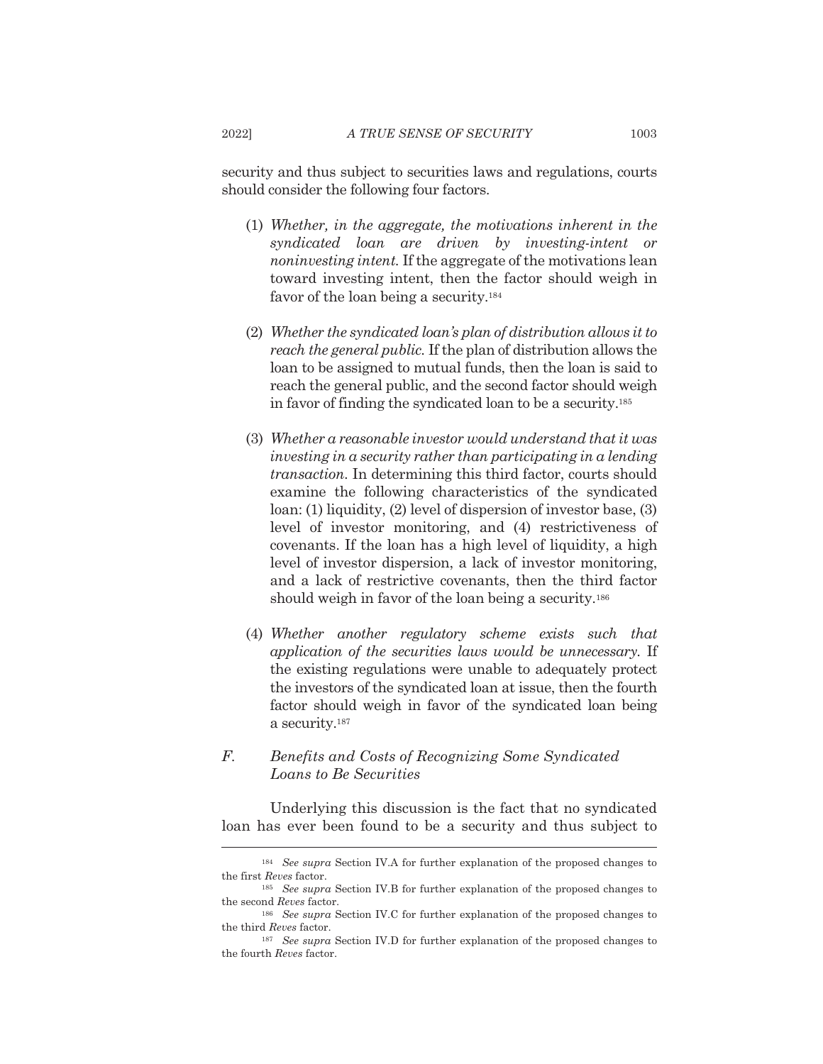security and thus subject to securities laws and regulations, courts should consider the following four factors.

(1) *Whether, in the aggregate, the motivations inherent in the syndicated loan are driven by investing-intent or noninvesting intent.* If the aggregate of the motivations lean toward investing intent, then the factor should weigh in favor of the loan being a security.[184]

(2) *Whether the syndicated loan's plan of distribution allows it to reach the general public.* If the plan of distribution allows the loan to be assigned to mutual funds, then the loan is said to reach the general public, and the second factor should weigh in favor of finding the syndicated loan to be a security.[185]

(3) *Whether a reasonable investor would understand that it was investing in a security rather than participating in a lending transaction.* In determining this third factor, courts should examine the following characteristics of the syndicated loan: (1) liquidity, (2) level of dispersion of investor base, (3) level of investor monitoring, and (4) restrictiveness of covenants. If the loan has a high level of liquidity, a high level of investor dispersion, a lack of investor monitoring, and a lack of restrictive covenants, then the third factor should weigh in favor of the loan being a security.[186]

(4) *Whether another regulatory scheme exists such that application of the securities laws would be unnecessary.* If the existing regulations were unable to adequately protect the investors of the syndicated loan at issue, then the fourth factor should weigh in favor of the syndicated loan being a security.[187]

### F. *Benefits and Costs of Recognizing Some Syndicated Loans to Be Securities*

Underlying this discussion is the fact that no syndicated loan has ever been found to be a security and thus subject to

---

[184] *See supra* Section IV.A for further explanation of the proposed changes to the first *Reves* factor.

[185] *See supra* Section IV.B for further explanation of the proposed changes to the second *Reves* factor.

[186] *See supra* Section IV.C for further explanation of the proposed changes to the third *Reves* factor.

[187] *See supra* Section IV.D for further explanation of the proposed changes to the fourth *Reves* factor.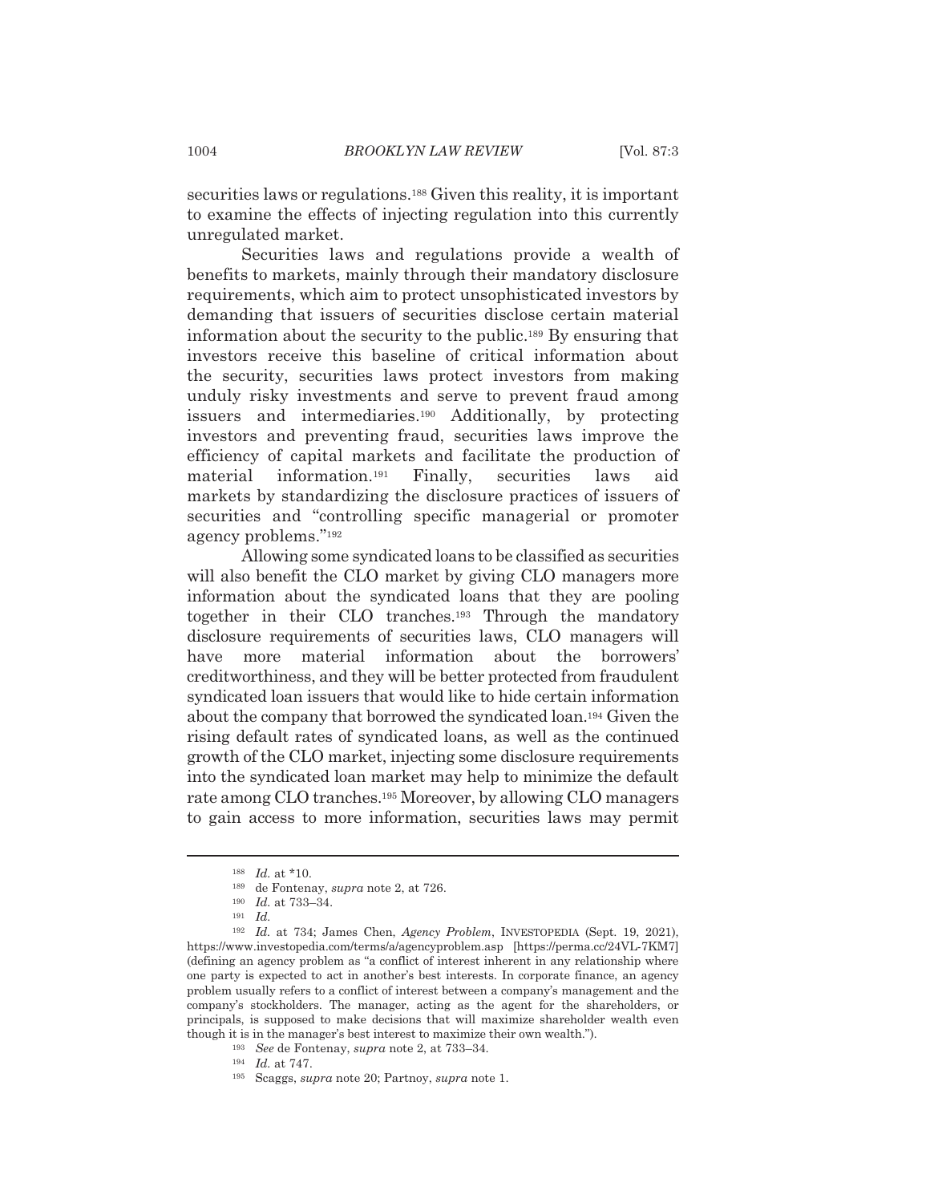securities laws or regulations.[188] Given this reality, it is important to examine the effects of injecting regulation into this currently unregulated market.

Securities laws and regulations provide a wealth of benefits to markets, mainly through their mandatory disclosure requirements, which aim to protect unsophisticated investors by demanding that issuers of securities disclose certain material information about the security to the public.[189] By ensuring that investors receive this baseline of critical information about the security, securities laws protect investors from making unduly risky investments and serve to prevent fraud among issuers and intermediaries.[190] Additionally, by protecting investors and preventing fraud, securities laws improve the efficiency of capital markets and facilitate the production of material information.[191] Finally, securities laws aid markets by standardizing the disclosure practices of issuers of securities and "controlling specific managerial or promoter agency problems."[192]

Allowing some syndicated loans to be classified as securities will also benefit the CLO market by giving CLO managers more information about the syndicated loans that they are pooling together in their CLO tranches.[193] Through the mandatory disclosure requirements of securities laws, CLO managers will have more material information about the borrowers' creditworthiness, and they will be better protected from fraudulent syndicated loan issuers that would like to hide certain information about the company that borrowed the syndicated loan.[194] Given the rising default rates of syndicated loans, as well as the continued growth of the CLO market, injecting some disclosure requirements into the syndicated loan market may help to minimize the default rate among CLO tranches.[195] Moreover, by allowing CLO managers to gain access to more information, securities laws may permit

---

[188] *Id.* at *10.

[189] de Fontenay, *supra* note 2, at 726.

[190] *Id.* at 733–34.

[191] *Id.*

[192] *Id.* at 734; James Chen, *Agency Problem*, INVESTOPEDIA (Sept. 19, 2021), https://www.investopedia.com/terms/a/agencyproblem.asp [https://perma.cc/24VL-7KM7] (defining an agency problem as "a conflict of interest inherent in any relationship where one party is expected to act in another's best interests. In corporate finance, an agency problem usually refers to a conflict of interest between a company's management and the company's stockholders. The manager, acting as the agent for the shareholders, or principals, is supposed to make decisions that will maximize shareholder wealth even though it is in the manager's best interest to maximize their own wealth.").

[193] *See* de Fontenay, *supra* note 2, at 733–34.

[194] *Id.* at 747.

[195] Scaggs, *supra* note 20; Partnoy, *supra* note 1.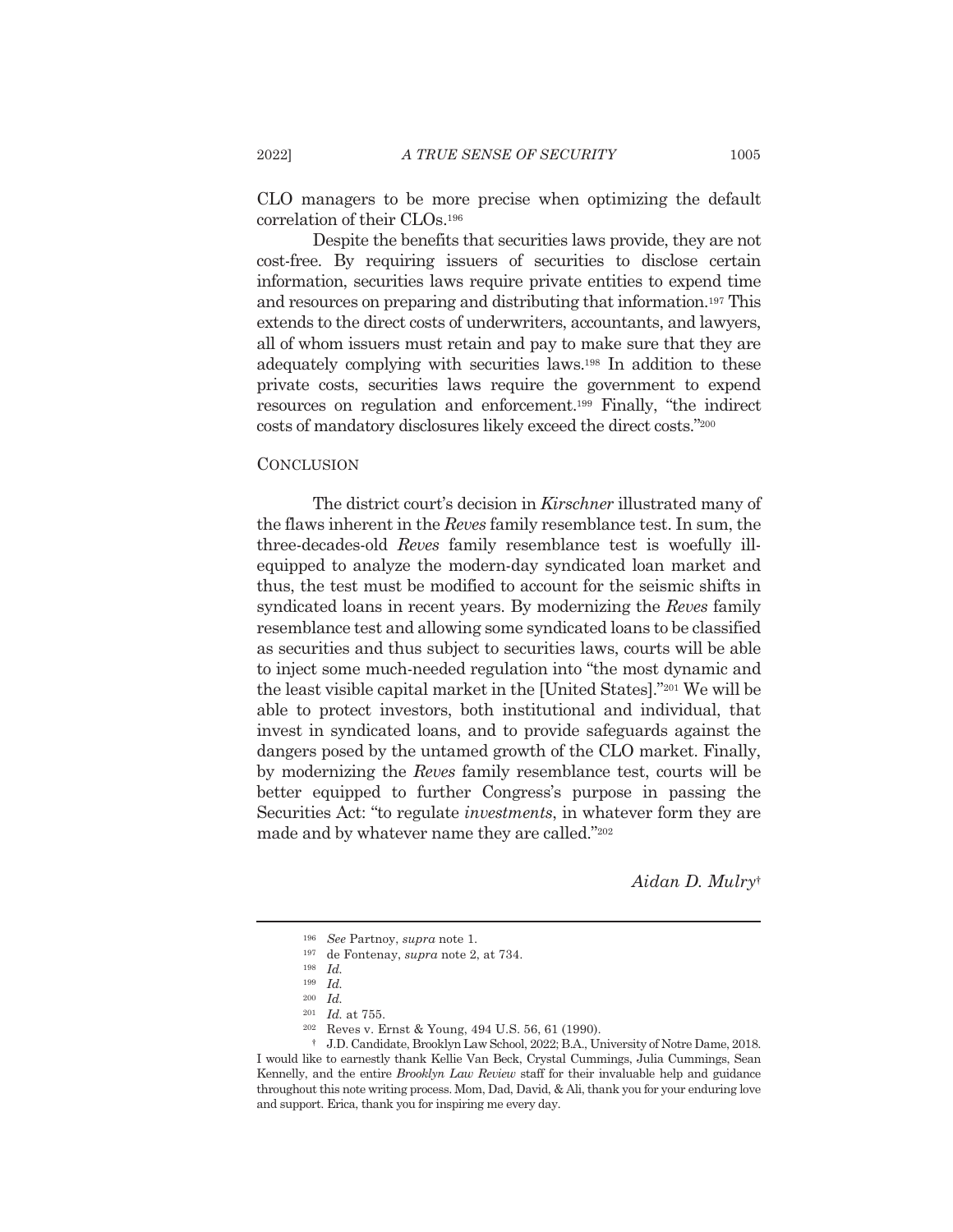CLO managers to be more precise when optimizing the default correlation of their CLOs.[196]

Despite the benefits that securities laws provide, they are not cost-free. By requiring issuers of securities to disclose certain information, securities laws require private entities to expend time and resources on preparing and distributing that information.[197] This extends to the direct costs of underwriters, accountants, and lawyers, all of whom issuers must retain and pay to make sure that they are adequately complying with securities laws.[198] In addition to these private costs, securities laws require the government to expend resources on regulation and enforcement.[199] Finally, "the indirect costs of mandatory disclosures likely exceed the direct costs."[200]

## CONCLUSION

The district court's decision in *Kirschner* illustrated many of the flaws inherent in the *Reves* family resemblance test. In sum, the three-decades-old *Reves* family resemblance test is woefully ill-equipped to analyze the modern-day syndicated loan market and thus, the test must be modified to account for the seismic shifts in syndicated loans in recent years. By modernizing the *Reves* family resemblance test and allowing some syndicated loans to be classified as securities and thus subject to securities laws, courts will be able to inject some much-needed regulation into "the most dynamic and the least visible capital market in the [United States]."[201] We will be able to protect investors, both institutional and individual, that invest in syndicated loans, and to provide safeguards against the dangers posed by the untamed growth of the CLO market. Finally, by modernizing the *Reves* family resemblance test, courts will be better equipped to further Congress's purpose in passing the Securities Act: "to regulate *investments*, in whatever form they are made and by whatever name they are called."[202]

*Aidan D. Mulry*[†]

---

[196] *See* Partnoy, *supra* note 1.

[197] de Fontenay, *supra* note 2, at 734.

[198] *Id.*

[199] *Id.*

[200] *Id.*

[201] *Id.* at 755.

[202] Reves v. Ernst & Young, 494 U.S. 56, 61 (1990).

[†] J.D. Candidate, Brooklyn Law School, 2022; B.A., University of Notre Dame, 2018. I would like to earnestly thank Kellie Van Beck, Crystal Cummings, Julia Cummings, Sean Kennelly, and the entire *Brooklyn Law Review* staff for their invaluable help and guidance throughout this note writing process. Mom, Dad, David, & Ali, thank you for your enduring love and support. Erica, thank you for inspiring me every day.